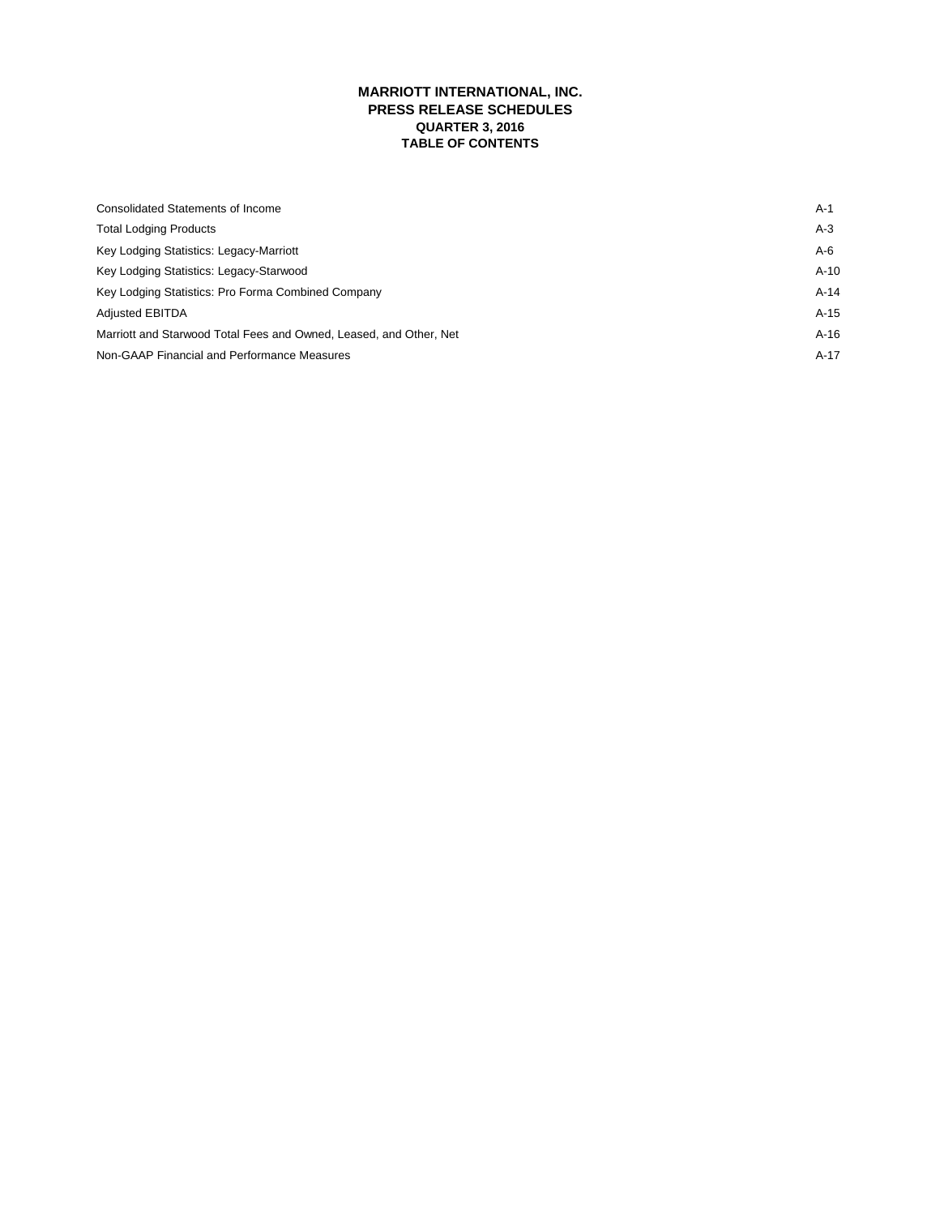# MARRIOTT INTERNATIONAL, INC.
## PRESS RELEASE SCHEDULES
### QUARTER 3, 2016
### TABLE OF CONTENTS

| | |
|---|---|
| Consolidated Statements of Income | A-1 |
| Total Lodging Products | A-3 |
| Key Lodging Statistics: Legacy-Marriott | A-6 |
| Key Lodging Statistics: Legacy-Starwood | A-10 |
| Key Lodging Statistics: Pro Forma Combined Company | A-14 |
| Adjusted EBITDA | A-15 |
| Marriott and Starwood Total Fees and Owned, Leased, and Other, Net | A-16 |
| Non-GAAP Financial and Performance Measures | A-17 |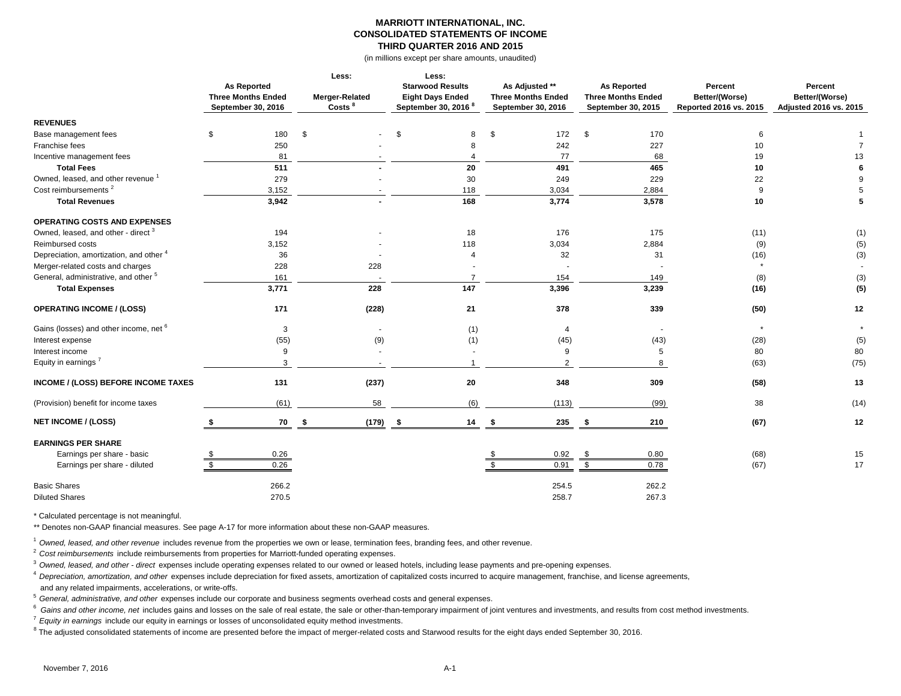**MARRIOTT INTERNATIONAL, INC.**
**CONSOLIDATED STATEMENTS OF INCOME**
**THIRD QUARTER 2016 AND 2015**
(in millions except per share amounts, unaudited)

| | As Reported Three Months Ended September 30, 2016 | Less: Merger-Related Costs [8] | Less: Starwood Results Eight Days Ended September 30, 2016 [8] | As Adjusted ** Three Months Ended September 30, 2016 | As Reported Three Months Ended September 30, 2015 | Percent Better/(Worse) Reported 2016 vs. 2015 | Percent Better/(Worse) Adjusted 2016 vs. 2015 |
|---|---|---|---|---|---|---|---|
| **REVENUES** | | | | | | | |
| Base management fees | $ 180 | $ - | $ 8 | $ 172 | $ 170 | 6 | 1 |
| Franchise fees | 250 | - | 8 | 242 | 227 | 10 | 7 |
| Incentive management fees | 81 | - | 4 | 77 | 68 | 19 | 13 |
| **Total Fees** | **511** | **-** | **20** | **491** | **465** | **10** | **6** |
| Owned, leased, and other revenue [1] | 279 | - | 30 | 249 | 229 | 22 | 9 |
| Cost reimbursements [2] | 3,152 | - | 118 | 3,034 | 2,884 | 9 | 5 |
| **Total Revenues** | **3,942** | **-** | **168** | **3,774** | **3,578** | **10** | **5** |
| **OPERATING COSTS AND EXPENSES** | | | | | | | |
| Owned, leased, and other - direct [3] | 194 | - | 18 | 176 | 175 | (11) | (1) |
| Reimbursed costs | 3,152 | - | 118 | 3,034 | 2,884 | (9) | (5) |
| Depreciation, amortization, and other [4] | 36 | - | 4 | 32 | 31 | (16) | (3) |
| Merger-related costs and charges | 228 | 228 | - | - | - | * | - |
| General, administrative, and other [5] | 161 | - | 7 | 154 | 149 | (8) | (3) |
| **Total Expenses** | **3,771** | **228** | **147** | **3,396** | **3,239** | **(16)** | **(5)** |
| **OPERATING INCOME / (LOSS)** | **171** | **(228)** | **21** | **378** | **339** | **(50)** | **12** |
| Gains (losses) and other income, net [6] | 3 | - | (1) | 4 | - | * | * |
| Interest expense | (55) | (9) | (1) | (45) | (43) | (28) | (5) |
| Interest income | 9 | - | - | 9 | 5 | 80 | 80 |
| Equity in earnings [7] | 3 | - | 1 | 2 | 8 | (63) | (75) |
| **INCOME / (LOSS) BEFORE INCOME TAXES** | **131** | **(237)** | **20** | **348** | **309** | **(58)** | **13** |
| (Provision) benefit for income taxes | (61) | 58 | (6) | (113) | (99) | 38 | (14) |
| **NET INCOME / (LOSS)** | **$ 70** | **$ (179)** | **$ 14** | **$ 235** | **$ 210** | **(67)** | **12** |
| **EARNINGS PER SHARE** | | | | | | | |
| Earnings per share - basic | $ 0.26 | | | $ 0.92 | $ 0.80 | (68) | 15 |
| Earnings per share - diluted | $ 0.26 | | | $ 0.91 | $ 0.78 | (67) | 17 |
| Basic Shares | 266.2 | | | 254.5 | 262.2 | | |
| Diluted Shares | 270.5 | | | 258.7 | 267.3 | | |

* Calculated percentage is not meaningful.

** Denotes non-GAAP financial measures. See page A-17 for more information about these non-GAAP measures.

[1] *Owned, leased, and other revenue* includes revenue from the properties we own or lease, termination fees, branding fees, and other revenue.

[2] *Cost reimbursements* include reimbursements from properties for Marriott-funded operating expenses.

[3] *Owned, leased, and other - direct* expenses include operating expenses related to our owned or leased hotels, including lease payments and pre-opening expenses.

[4] *Depreciation, amortization, and other* expenses include depreciation for fixed assets, amortization of capitalized costs incurred to acquire management, franchise, and license agreements, and any related impairments, accelerations, or write-offs.

[5] *General, administrative, and other* expenses include our corporate and business segments overhead costs and general expenses.

[6] *Gains and other income, net* includes gains and losses on the sale of real estate, the sale or other-than-temporary impairment of joint ventures and investments, and results from cost method investments.

[7] *Equity in earnings* include our equity in earnings or losses of unconsolidated equity method investments.

[8] The adjusted consolidated statements of income are presented before the impact of merger-related costs and Starwood results for the eight days ended September 30, 2016.

November 7, 2016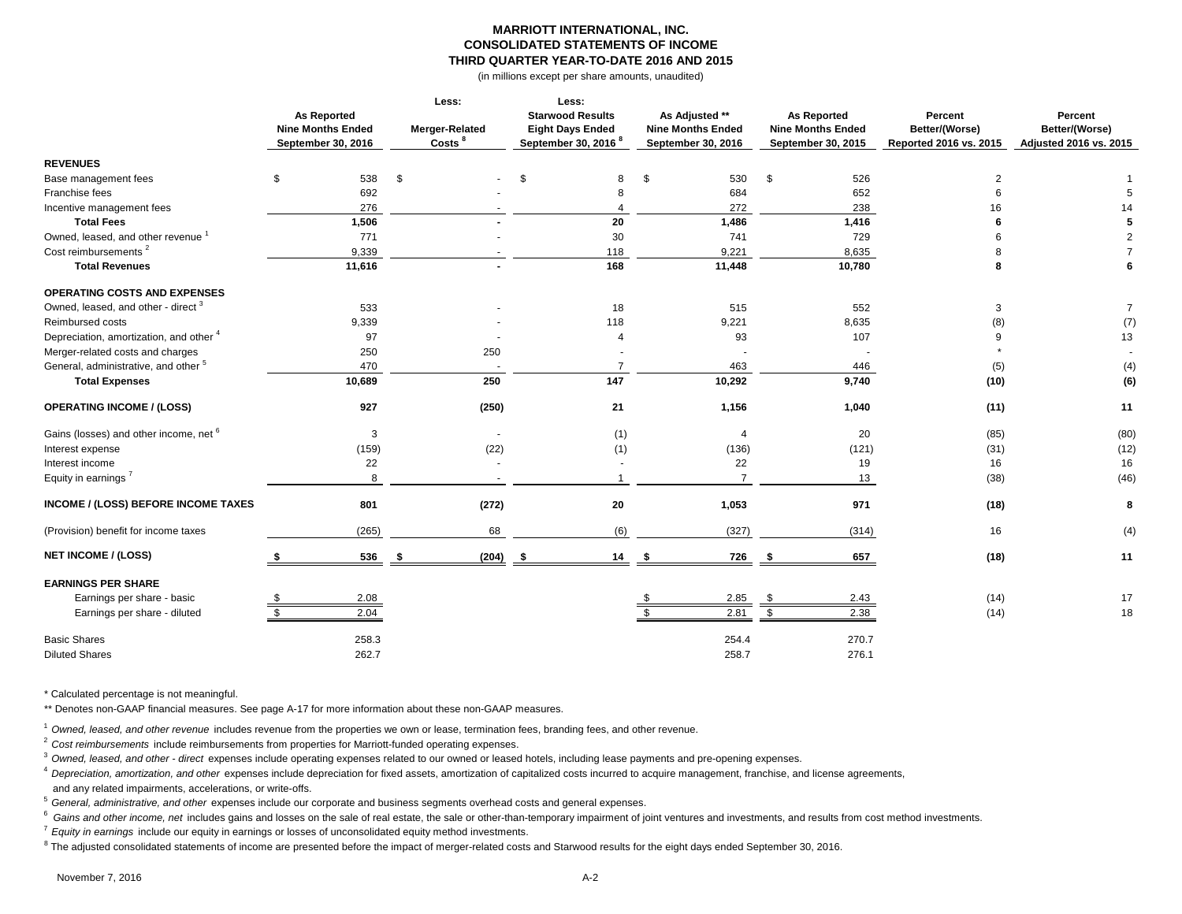**MARRIOTT INTERNATIONAL, INC.**
**CONSOLIDATED STATEMENTS OF INCOME**
**THIRD QUARTER YEAR-TO-DATE 2016 AND 2015**
(in millions except per share amounts, unaudited)

| | As Reported Nine Months Ended September 30, 2016 | Less: Merger-Related Costs [8] | Less: Starwood Results Eight Days Ended September 30, 2016 [8] | As Adjusted ** Nine Months Ended September 30, 2016 | As Reported Nine Months Ended September 30, 2015 | Percent Better/(Worse) Reported 2016 vs. 2015 | Percent Better/(Worse) Adjusted 2016 vs. 2015 |
|---|---|---|---|---|---|---|---|
| **REVENUES** | | | | | | | |
| Base management fees | $ 538 | $ - | $ 8 | $ 530 | $ 526 | 2 | 1 |
| Franchise fees | 692 | - | 8 | 684 | 652 | 6 | 5 |
| Incentive management fees | 276 | - | 4 | 272 | 238 | 16 | 14 |
| **Total Fees** | **1,506** | **-** | **20** | **1,486** | **1,416** | **6** | **5** |
| Owned, leased, and other revenue [1] | 771 | - | 30 | 741 | 729 | 6 | 2 |
| Cost reimbursements [2] | 9,339 | - | 118 | 9,221 | 8,635 | 8 | 7 |
| **Total Revenues** | **11,616** | **-** | **168** | **11,448** | **10,780** | **8** | **6** |
| **OPERATING COSTS AND EXPENSES** | | | | | | | |
| Owned, leased, and other - direct [3] | 533 | - | 18 | 515 | 552 | 3 | 7 |
| Reimbursed costs | 9,339 | - | 118 | 9,221 | 8,635 | (8) | (7) |
| Depreciation, amortization, and other [4] | 97 | - | 4 | 93 | 107 | 9 | 13 |
| Merger-related costs and charges | 250 | 250 | - | - | - | * | - |
| General, administrative, and other [5] | 470 | - | 7 | 463 | 446 | (5) | (4) |
| **Total Expenses** | **10,689** | **250** | **147** | **10,292** | **9,740** | **(10)** | **(6)** |
| **OPERATING INCOME / (LOSS)** | **927** | **(250)** | **21** | **1,156** | **1,040** | **(11)** | **11** |
| Gains (losses) and other income, net [6] | 3 | - | (1) | 4 | 20 | (85) | (80) |
| Interest expense | (159) | (22) | (1) | (136) | (121) | (31) | (12) |
| Interest income | 22 | - | - | 22 | 19 | 16 | 16 |
| Equity in earnings [7] | 8 | - | 1 | 7 | 13 | (38) | (46) |
| **INCOME / (LOSS) BEFORE INCOME TAXES** | **801** | **(272)** | **20** | **1,053** | **971** | **(18)** | **8** |
| (Provision) benefit for income taxes | (265) | 68 | (6) | (327) | (314) | 16 | (4) |
| **NET INCOME / (LOSS)** | **$ 536** | **$ (204)** | **$ 14** | **$ 726** | **$ 657** | **(18)** | **11** |
| **EARNINGS PER SHARE** | | | | | | | |
| Earnings per share - basic | $ 2.08 | | | $ 2.85 | $ 2.43 | (14) | 17 |
| Earnings per share - diluted | $ 2.04 | | | $ 2.81 | $ 2.38 | (14) | 18 |
| Basic Shares | 258.3 | | | 254.4 | 270.7 | | |
| Diluted Shares | 262.7 | | | 258.7 | 276.1 | | |

* Calculated percentage is not meaningful.

** Denotes non-GAAP financial measures. See page A-17 for more information about these non-GAAP measures.

[1] *Owned, leased, and other revenue* includes revenue from the properties we own or lease, termination fees, branding fees, and other revenue.

[2] *Cost reimbursements* include reimbursements from properties for Marriott-funded operating expenses.

[3] *Owned, leased, and other - direct* expenses include operating expenses related to our owned or leased hotels, including lease payments and pre-opening expenses.

[4] *Depreciation, amortization, and other* expenses include depreciation for fixed assets, amortization of capitalized costs incurred to acquire management, franchise, and license agreements, and any related impairments, accelerations, or write-offs.

[5] *General, administrative, and other* expenses include our corporate and business segments overhead costs and general expenses.

[6] *Gains and other income, net* includes gains and losses on the sale of real estate, the sale or other-than-temporary impairment of joint ventures and investments, and results from cost method investments.

[7] *Equity in earnings* include our equity in earnings or losses of unconsolidated equity method investments.

[8] The adjusted consolidated statements of income are presented before the impact of merger-related costs and Starwood results for the eight days ended September 30, 2016.

November 7, 2016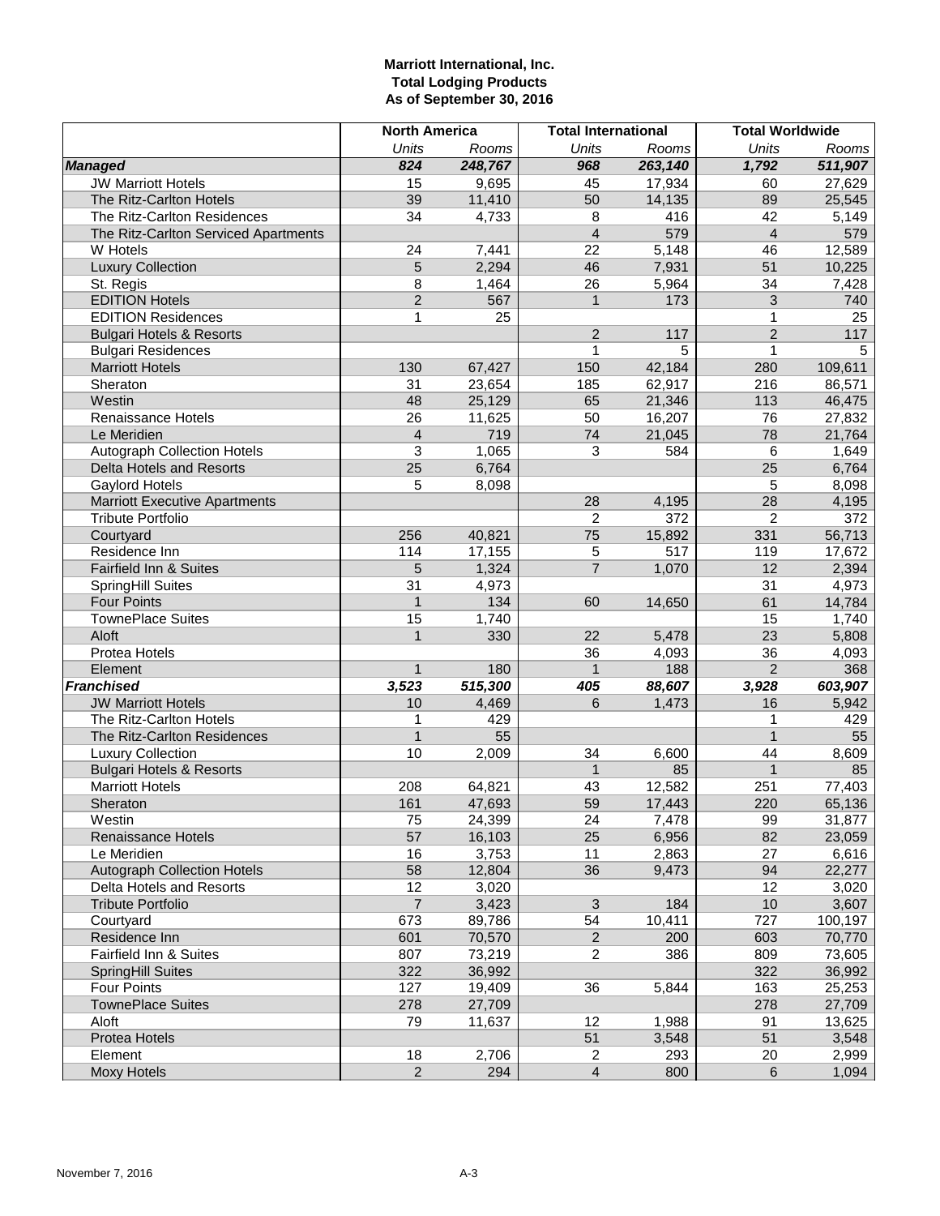**Marriott International, Inc.**
**Total Lodging Products**
**As of September 30, 2016**

| | North America | | Total International | | Total Worldwide | |
|---|---|---|---|---|---|---|
| | *Units* | *Rooms* | *Units* | *Rooms* | *Units* | *Rooms* |
| ***Managed*** | ***824*** | ***248,767*** | ***968*** | ***263,140*** | ***1,792*** | ***511,907*** |
| JW Marriott Hotels | 15 | 9,695 | 45 | 17,934 | 60 | 27,629 |
| The Ritz-Carlton Hotels | 39 | 11,410 | 50 | 14,135 | 89 | 25,545 |
| The Ritz-Carlton Residences | 34 | 4,733 | 8 | 416 | 42 | 5,149 |
| The Ritz-Carlton Serviced Apartments | | | 4 | 579 | 4 | 579 |
| W Hotels | 24 | 7,441 | 22 | 5,148 | 46 | 12,589 |
| Luxury Collection | 5 | 2,294 | 46 | 7,931 | 51 | 10,225 |
| St. Regis | 8 | 1,464 | 26 | 5,964 | 34 | 7,428 |
| EDITION Hotels | 2 | 567 | 1 | 173 | 3 | 740 |
| EDITION Residences | 1 | 25 | | | 1 | 25 |
| Bulgari Hotels & Resorts | | | 2 | 117 | 2 | 117 |
| Bulgari Residences | | | 1 | 5 | 1 | 5 |
| Marriott Hotels | 130 | 67,427 | 150 | 42,184 | 280 | 109,611 |
| Sheraton | 31 | 23,654 | 185 | 62,917 | 216 | 86,571 |
| Westin | 48 | 25,129 | 65 | 21,346 | 113 | 46,475 |
| Renaissance Hotels | 26 | 11,625 | 50 | 16,207 | 76 | 27,832 |
| Le Meridien | 4 | 719 | 74 | 21,045 | 78 | 21,764 |
| Autograph Collection Hotels | 3 | 1,065 | 3 | 584 | 6 | 1,649 |
| Delta Hotels and Resorts | 25 | 6,764 | | | 25 | 6,764 |
| Gaylord Hotels | 5 | 8,098 | | | 5 | 8,098 |
| Marriott Executive Apartments | | | 28 | 4,195 | 28 | 4,195 |
| Tribute Portfolio | | | 2 | 372 | 2 | 372 |
| Courtyard | 256 | 40,821 | 75 | 15,892 | 331 | 56,713 |
| Residence Inn | 114 | 17,155 | 5 | 517 | 119 | 17,672 |
| Fairfield Inn & Suites | 5 | 1,324 | 7 | 1,070 | 12 | 2,394 |
| SpringHill Suites | 31 | 4,973 | | | 31 | 4,973 |
| Four Points | 1 | 134 | 60 | 14,650 | 61 | 14,784 |
| TownePlace Suites | 15 | 1,740 | | | 15 | 1,740 |
| Aloft | 1 | 330 | 22 | 5,478 | 23 | 5,808 |
| Protea Hotels | | | 36 | 4,093 | 36 | 4,093 |
| Element | 1 | 180 | 1 | 188 | 2 | 368 |
| ***Franchised*** | ***3,523*** | ***515,300*** | ***405*** | ***88,607*** | ***3,928*** | ***603,907*** |
| JW Marriott Hotels | 10 | 4,469 | 6 | 1,473 | 16 | 5,942 |
| The Ritz-Carlton Hotels | 1 | 429 | | | 1 | 429 |
| The Ritz-Carlton Residences | 1 | 55 | | | 1 | 55 |
| Luxury Collection | 10 | 2,009 | 34 | 6,600 | 44 | 8,609 |
| Bulgari Hotels & Resorts | | | 1 | 85 | 1 | 85 |
| Marriott Hotels | 208 | 64,821 | 43 | 12,582 | 251 | 77,403 |
| Sheraton | 161 | 47,693 | 59 | 17,443 | 220 | 65,136 |
| Westin | 75 | 24,399 | 24 | 7,478 | 99 | 31,877 |
| Renaissance Hotels | 57 | 16,103 | 25 | 6,956 | 82 | 23,059 |
| Le Meridien | 16 | 3,753 | 11 | 2,863 | 27 | 6,616 |
| Autograph Collection Hotels | 58 | 12,804 | 36 | 9,473 | 94 | 22,277 |
| Delta Hotels and Resorts | 12 | 3,020 | | | 12 | 3,020 |
| Tribute Portfolio | 7 | 3,423 | 3 | 184 | 10 | 3,607 |
| Courtyard | 673 | 89,786 | 54 | 10,411 | 727 | 100,197 |
| Residence Inn | 601 | 70,570 | 2 | 200 | 603 | 70,770 |
| Fairfield Inn & Suites | 807 | 73,219 | 2 | 386 | 809 | 73,605 |
| SpringHill Suites | 322 | 36,992 | | | 322 | 36,992 |
| Four Points | 127 | 19,409 | 36 | 5,844 | 163 | 25,253 |
| TownePlace Suites | 278 | 27,709 | | | 278 | 27,709 |
| Aloft | 79 | 11,637 | 12 | 1,988 | 91 | 13,625 |
| Protea Hotels | | | 51 | 3,548 | 51 | 3,548 |
| Element | 18 | 2,706 | 2 | 293 | 20 | 2,999 |
| Moxy Hotels | 2 | 294 | 4 | 800 | 6 | 1,094 |

November 7, 2016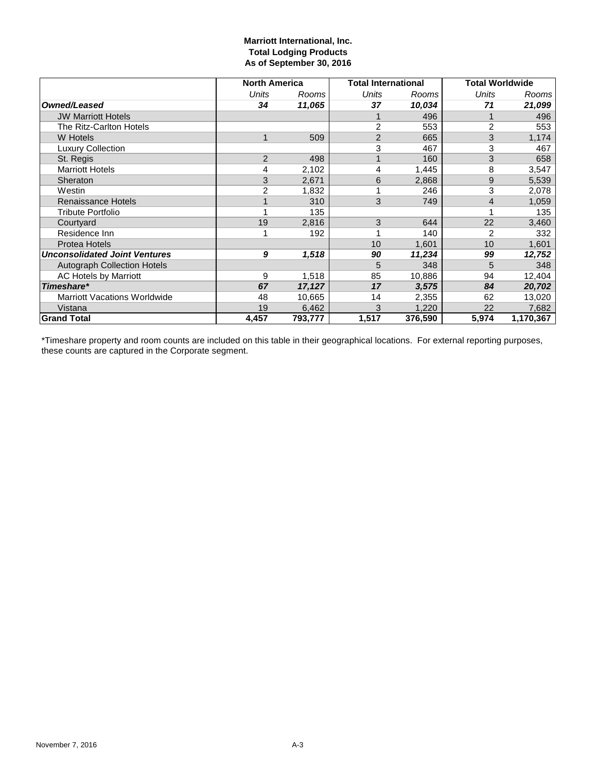**Marriott International, Inc.**
**Total Lodging Products**
**As of September 30, 2016**

| | North America | | Total International | | Total Worldwide | |
|---|---|---|---|---|---|---|
| | *Units* | *Rooms* | *Units* | *Rooms* | *Units* | *Rooms* |
| ***Owned/Leased*** | ***34*** | ***11,065*** | ***37*** | ***10,034*** | ***71*** | ***21,099*** |
| JW Marriott Hotels | | | 1 | 496 | 1 | 496 |
| The Ritz-Carlton Hotels | | | 2 | 553 | 2 | 553 |
| W Hotels | 1 | 509 | 2 | 665 | 3 | 1,174 |
| Luxury Collection | | | 3 | 467 | 3 | 467 |
| St. Regis | 2 | 498 | 1 | 160 | 3 | 658 |
| Marriott Hotels | 4 | 2,102 | 4 | 1,445 | 8 | 3,547 |
| Sheraton | 3 | 2,671 | 6 | 2,868 | 9 | 5,539 |
| Westin | 2 | 1,832 | 1 | 246 | 3 | 2,078 |
| Renaissance Hotels | 1 | 310 | 3 | 749 | 4 | 1,059 |
| Tribute Portfolio | 1 | 135 | | | 1 | 135 |
| Courtyard | 19 | 2,816 | 3 | 644 | 22 | 3,460 |
| Residence Inn | 1 | 192 | 1 | 140 | 2 | 332 |
| Protea Hotels | | | 10 | 1,601 | 10 | 1,601 |
| ***Unconsolidated Joint Ventures*** | ***9*** | ***1,518*** | ***90*** | ***11,234*** | ***99*** | ***12,752*** |
| Autograph Collection Hotels | | | 5 | 348 | 5 | 348 |
| AC Hotels by Marriott | 9 | 1,518 | 85 | 10,886 | 94 | 12,404 |
| ***Timeshare**** | ***67*** | ***17,127*** | ***17*** | ***3,575*** | ***84*** | ***20,702*** |
| Marriott Vacations Worldwide | 48 | 10,665 | 14 | 2,355 | 62 | 13,020 |
| Vistana | 19 | 6,462 | 3 | 1,220 | 22 | 7,682 |
| **Grand Total** | **4,457** | **793,777** | **1,517** | **376,590** | **5,974** | **1,170,367** |

*Timeshare property and room counts are included on this table in their geographical locations. For external reporting purposes, these counts are captured in the Corporate segment.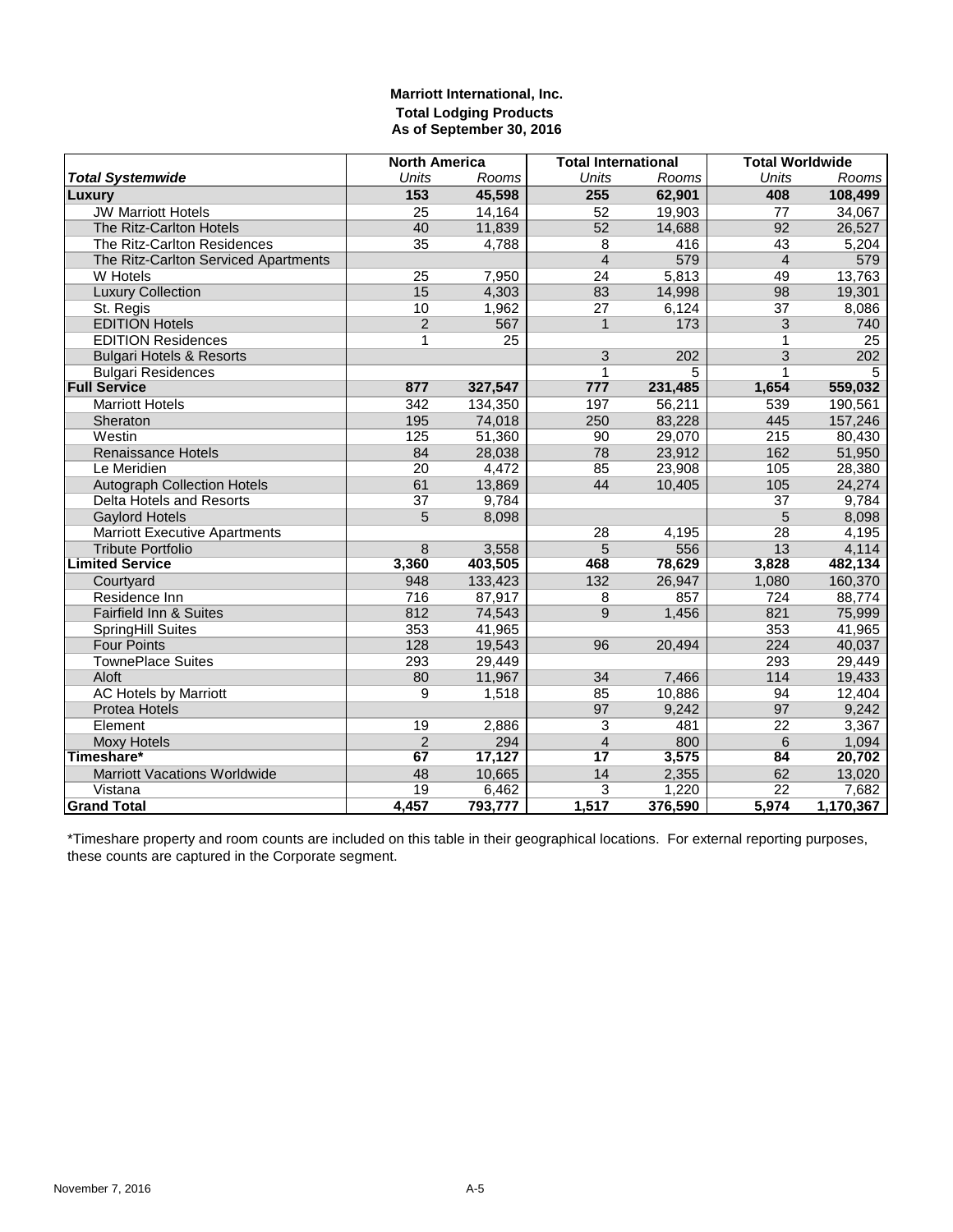**Marriott International, Inc.**
**Total Lodging Products**
**As of September 30, 2016**

| | North America | | Total International | | Total Worldwide | |
|---|---|---|---|---|---|---|
| ***Total Systemwide*** | *Units* | *Rooms* | *Units* | *Rooms* | *Units* | *Rooms* |
| **Luxury** | **153** | **45,598** | **255** | **62,901** | **408** | **108,499** |
| JW Marriott Hotels | 25 | 14,164 | 52 | 19,903 | 77 | 34,067 |
| The Ritz-Carlton Hotels | 40 | 11,839 | 52 | 14,688 | 92 | 26,527 |
| The Ritz-Carlton Residences | 35 | 4,788 | 8 | 416 | 43 | 5,204 |
| The Ritz-Carlton Serviced Apartments | | | 4 | 579 | 4 | 579 |
| W Hotels | 25 | 7,950 | 24 | 5,813 | 49 | 13,763 |
| Luxury Collection | 15 | 4,303 | 83 | 14,998 | 98 | 19,301 |
| St. Regis | 10 | 1,962 | 27 | 6,124 | 37 | 8,086 |
| EDITION Hotels | 2 | 567 | 1 | 173 | 3 | 740 |
| EDITION Residences | 1 | 25 | | | 1 | 25 |
| Bulgari Hotels & Resorts | | | 3 | 202 | 3 | 202 |
| Bulgari Residences | | | 1 | 5 | 1 | 5 |
| **Full Service** | **877** | **327,547** | **777** | **231,485** | **1,654** | **559,032** |
| Marriott Hotels | 342 | 134,350 | 197 | 56,211 | 539 | 190,561 |
| Sheraton | 195 | 74,018 | 250 | 83,228 | 445 | 157,246 |
| Westin | 125 | 51,360 | 90 | 29,070 | 215 | 80,430 |
| Renaissance Hotels | 84 | 28,038 | 78 | 23,912 | 162 | 51,950 |
| Le Meridien | 20 | 4,472 | 85 | 23,908 | 105 | 28,380 |
| Autograph Collection Hotels | 61 | 13,869 | 44 | 10,405 | 105 | 24,274 |
| Delta Hotels and Resorts | 37 | 9,784 | | | 37 | 9,784 |
| Gaylord Hotels | 5 | 8,098 | | | 5 | 8,098 |
| Marriott Executive Apartments | | | 28 | 4,195 | 28 | 4,195 |
| Tribute Portfolio | 8 | 3,558 | 5 | 556 | 13 | 4,114 |
| **Limited Service** | **3,360** | **403,505** | **468** | **78,629** | **3,828** | **482,134** |
| Courtyard | 948 | 133,423 | 132 | 26,947 | 1,080 | 160,370 |
| Residence Inn | 716 | 87,917 | 8 | 857 | 724 | 88,774 |
| Fairfield Inn & Suites | 812 | 74,543 | 9 | 1,456 | 821 | 75,999 |
| SpringHill Suites | 353 | 41,965 | | | 353 | 41,965 |
| Four Points | 128 | 19,543 | 96 | 20,494 | 224 | 40,037 |
| TownePlace Suites | 293 | 29,449 | | | 293 | 29,449 |
| Aloft | 80 | 11,967 | 34 | 7,466 | 114 | 19,433 |
| AC Hotels by Marriott | 9 | 1,518 | 85 | 10,886 | 94 | 12,404 |
| Protea Hotels | | | 97 | 9,242 | 97 | 9,242 |
| Element | 19 | 2,886 | 3 | 481 | 22 | 3,367 |
| Moxy Hotels | 2 | 294 | 4 | 800 | 6 | 1,094 |
| **Timeshare*** | **67** | **17,127** | **17** | **3,575** | **84** | **20,702** |
| Marriott Vacations Worldwide | 48 | 10,665 | 14 | 2,355 | 62 | 13,020 |
| Vistana | 19 | 6,462 | 3 | 1,220 | 22 | 7,682 |
| **Grand Total** | **4,457** | **793,777** | **1,517** | **376,590** | **5,974** | **1,170,367** |

*Timeshare property and room counts are included on this table in their geographical locations. For external reporting purposes, these counts are captured in the Corporate segment.

November 7, 2016 A-5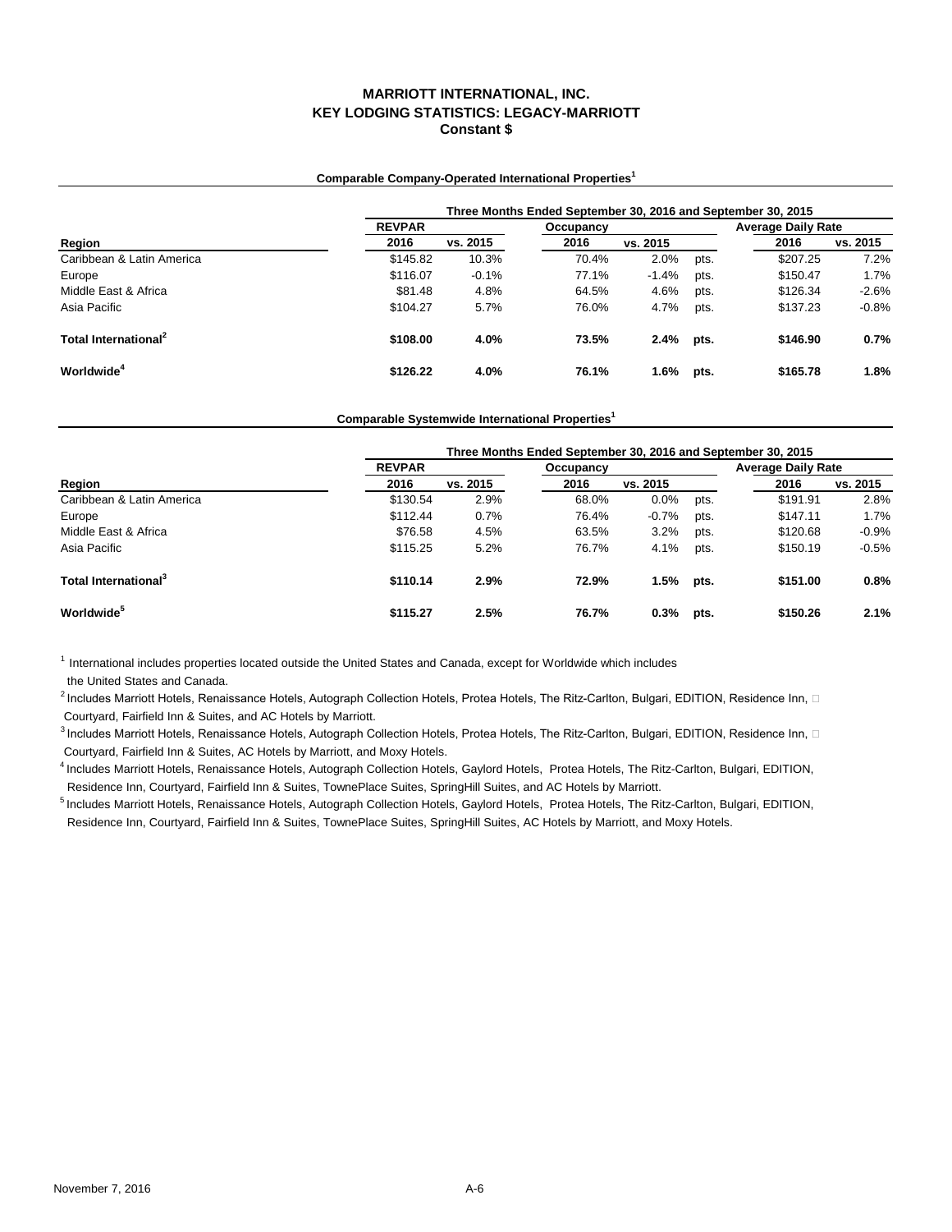# MARRIOTT INTERNATIONAL, INC.
## KEY LODGING STATISTICS: LEGACY-MARRIOTT
### Constant $

**Comparable Company-Operated International Properties[1]**

| | Three Months Ended September 30, 2016 and September 30, 2015 | | | | | | |
|---|---|---|---|---|---|---|---|
| | REVPAR | | Occupancy | | | Average Daily Rate | |
| Region | 2016 | vs. 2015 | 2016 | vs. 2015 | | 2016 | vs. 2015 |
| Caribbean & Latin America | $145.82 | 10.3% | 70.4% | 2.0% | pts. | $207.25 | 7.2% |
| Europe | $116.07 | -0.1% | 77.1% | -1.4% | pts. | $150.47 | 1.7% |
| Middle East & Africa | $81.48 | 4.8% | 64.5% | 4.6% | pts. | $126.34 | -2.6% |
| Asia Pacific | $104.27 | 5.7% | 76.0% | 4.7% | pts. | $137.23 | -0.8% |
| **Total International[2]** | **$108.00** | **4.0%** | **73.5%** | **2.4%** | **pts.** | **$146.90** | **0.7%** |
| **Worldwide[4]** | **$126.22** | **4.0%** | **76.1%** | **1.6%** | **pts.** | **$165.78** | **1.8%** |

**Comparable Systemwide International Properties[1]**

| | Three Months Ended September 30, 2016 and September 30, 2015 | | | | | | |
|---|---|---|---|---|---|---|---|
| | REVPAR | | Occupancy | | | Average Daily Rate | |
| Region | 2016 | vs. 2015 | 2016 | vs. 2015 | | 2016 | vs. 2015 |
| Caribbean & Latin America | $130.54 | 2.9% | 68.0% | 0.0% | pts. | $191.91 | 2.8% |
| Europe | $112.44 | 0.7% | 76.4% | -0.7% | pts. | $147.11 | 1.7% |
| Middle East & Africa | $76.58 | 4.5% | 63.5% | 3.2% | pts. | $120.68 | -0.9% |
| Asia Pacific | $115.25 | 5.2% | 76.7% | 4.1% | pts. | $150.19 | -0.5% |
| **Total International[3]** | **$110.14** | **2.9%** | **72.9%** | **1.5%** | **pts.** | **$151.00** | **0.8%** |
| **Worldwide[5]** | **$115.27** | **2.5%** | **76.7%** | **0.3%** | **pts.** | **$150.26** | **2.1%** |

[1] International includes properties located outside the United States and Canada, except for Worldwide which includes the United States and Canada.

[2] Includes Marriott Hotels, Renaissance Hotels, Autograph Collection Hotels, Protea Hotels, The Ritz-Carlton, Bulgari, EDITION, Residence Inn, Courtyard, Fairfield Inn & Suites, and AC Hotels by Marriott.

[3] Includes Marriott Hotels, Renaissance Hotels, Autograph Collection Hotels, Protea Hotels, The Ritz-Carlton, Bulgari, EDITION, Residence Inn, Courtyard, Fairfield Inn & Suites, AC Hotels by Marriott, and Moxy Hotels.

[4] Includes Marriott Hotels, Renaissance Hotels, Autograph Collection Hotels, Gaylord Hotels, Protea Hotels, The Ritz-Carlton, Bulgari, EDITION, Residence Inn, Courtyard, Fairfield Inn & Suites, TownePlace Suites, SpringHill Suites, and AC Hotels by Marriott.

[5] Includes Marriott Hotels, Renaissance Hotels, Autograph Collection Hotels, Gaylord Hotels, Protea Hotels, The Ritz-Carlton, Bulgari, EDITION, Residence Inn, Courtyard, Fairfield Inn & Suites, TownePlace Suites, SpringHill Suites, AC Hotels by Marriott, and Moxy Hotels.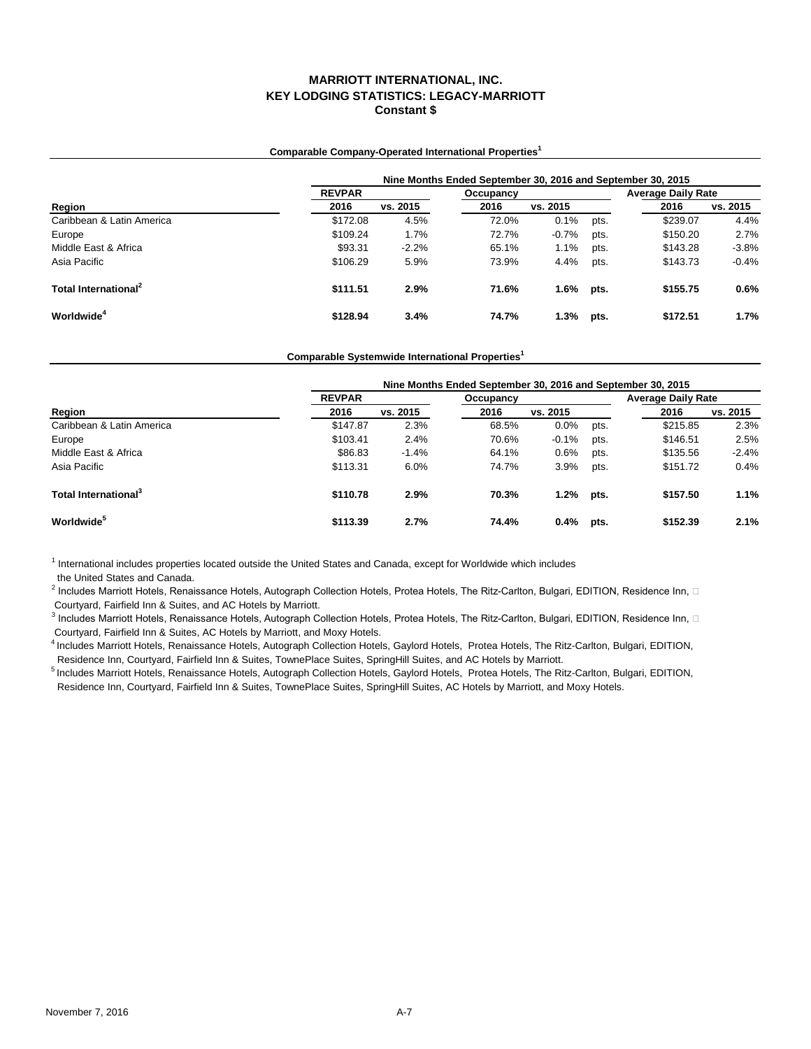# MARRIOTT INTERNATIONAL, INC.
## KEY LODGING STATISTICS: LEGACY-MARRIOTT
### Constant $

**Comparable Company-Operated International Properties[1]**

| | Nine Months Ended September 30, 2016 and September 30, 2015 | | | | | | |
|---|---|---|---|---|---|---|---|
| | REVPAR | | Occupancy | | | Average Daily Rate | |
| Region | 2016 | vs. 2015 | 2016 | vs. 2015 | | 2016 | vs. 2015 |
| Caribbean & Latin America | $172.08 | 4.5% | 72.0% | 0.1% | pts. | $239.07 | 4.4% |
| Europe | $109.24 | 1.7% | 72.7% | -0.7% | pts. | $150.20 | 2.7% |
| Middle East & Africa | $93.31 | -2.2% | 65.1% | 1.1% | pts. | $143.28 | -3.8% |
| Asia Pacific | $106.29 | 5.9% | 73.9% | 4.4% | pts. | $143.73 | -0.4% |
| **Total International[2]** | **$111.51** | **2.9%** | **71.6%** | **1.6%** | **pts.** | **$155.75** | **0.6%** |
| **Worldwide[4]** | **$128.94** | **3.4%** | **74.7%** | **1.3%** | **pts.** | **$172.51** | **1.7%** |

**Comparable Systemwide International Properties[1]**

| | Nine Months Ended September 30, 2016 and September 30, 2015 | | | | | | |
|---|---|---|---|---|---|---|---|
| | REVPAR | | Occupancy | | | Average Daily Rate | |
| Region | 2016 | vs. 2015 | 2016 | vs. 2015 | | 2016 | vs. 2015 |
| Caribbean & Latin America | $147.87 | 2.3% | 68.5% | 0.0% | pts. | $215.85 | 2.3% |
| Europe | $103.41 | 2.4% | 70.6% | -0.1% | pts. | $146.51 | 2.5% |
| Middle East & Africa | $86.83 | -1.4% | 64.1% | 0.6% | pts. | $135.56 | -2.4% |
| Asia Pacific | $113.31 | 6.0% | 74.7% | 3.9% | pts. | $151.72 | 0.4% |
| **Total International[3]** | **$110.78** | **2.9%** | **70.3%** | **1.2%** | **pts.** | **$157.50** | **1.1%** |
| **Worldwide[5]** | **$113.39** | **2.7%** | **74.4%** | **0.4%** | **pts.** | **$152.39** | **2.1%** |

[1] International includes properties located outside the United States and Canada, except for Worldwide which includes the United States and Canada.

[2] Includes Marriott Hotels, Renaissance Hotels, Autograph Collection Hotels, Protea Hotels, The Ritz-Carlton, Bulgari, EDITION, Residence Inn, Courtyard, Fairfield Inn & Suites, and AC Hotels by Marriott.

[3] Includes Marriott Hotels, Renaissance Hotels, Autograph Collection Hotels, Protea Hotels, The Ritz-Carlton, Bulgari, EDITION, Residence Inn, Courtyard, Fairfield Inn & Suites, AC Hotels by Marriott, and Moxy Hotels.

[4] Includes Marriott Hotels, Renaissance Hotels, Autograph Collection Hotels, Gaylord Hotels, Protea Hotels, The Ritz-Carlton, Bulgari, EDITION, Residence Inn, Courtyard, Fairfield Inn & Suites, TownePlace Suites, SpringHill Suites, and AC Hotels by Marriott.

[5] Includes Marriott Hotels, Renaissance Hotels, Autograph Collection Hotels, Gaylord Hotels, Protea Hotels, The Ritz-Carlton, Bulgari, EDITION, Residence Inn, Courtyard, Fairfield Inn & Suites, TownePlace Suites, SpringHill Suites, AC Hotels by Marriott, and Moxy Hotels.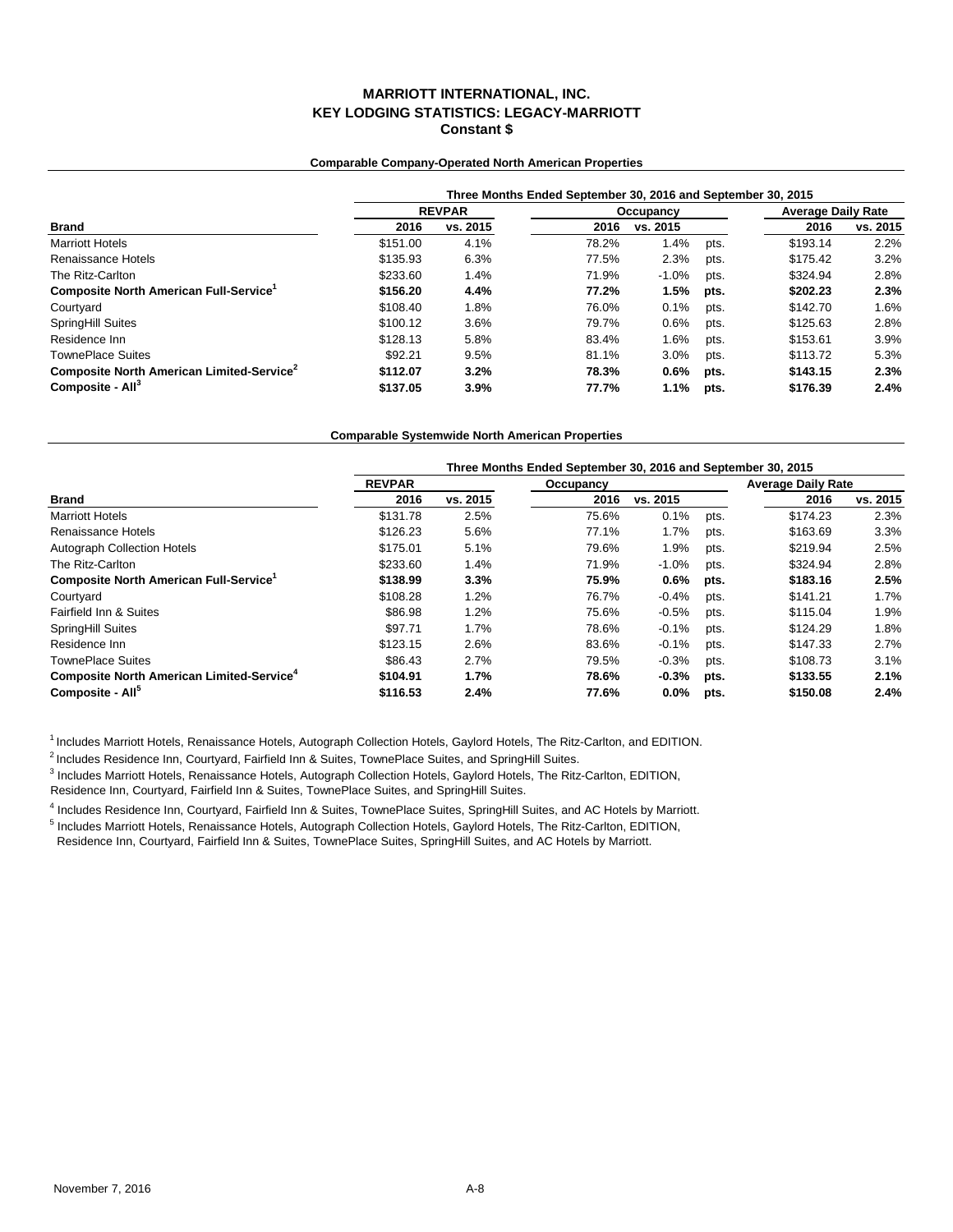# MARRIOTT INTERNATIONAL, INC.
## KEY LODGING STATISTICS: LEGACY-MARRIOTT
### Constant $

**Comparable Company-Operated North American Properties**

| | Three Months Ended September 30, 2016 and September 30, 2015 | | | | | | |
|---|---|---|---|---|---|---|---|
| | REVPAR | | Occupancy | | | Average Daily Rate | |
| **Brand** | **2016** | **vs. 2015** | **2016** | **vs. 2015** | | **2016** | **vs. 2015** |
| Marriott Hotels | $151.00 | 4.1% | 78.2% | 1.4% | pts. | $193.14 | 2.2% |
| Renaissance Hotels | $135.93 | 6.3% | 77.5% | 2.3% | pts. | $175.42 | 3.2% |
| The Ritz-Carlton | $233.60 | 1.4% | 71.9% | -1.0% | pts. | $324.94 | 2.8% |
| **Composite North American Full-Service[1]** | **$156.20** | **4.4%** | **77.2%** | **1.5%** | **pts.** | **$202.23** | **2.3%** |
| Courtyard | $108.40 | 1.8% | 76.0% | 0.1% | pts. | $142.70 | 1.6% |
| SpringHill Suites | $100.12 | 3.6% | 79.7% | 0.6% | pts. | $125.63 | 2.8% |
| Residence Inn | $128.13 | 5.8% | 83.4% | 1.6% | pts. | $153.61 | 3.9% |
| TownePlace Suites | $92.21 | 9.5% | 81.1% | 3.0% | pts. | $113.72 | 5.3% |
| **Composite North American Limited-Service[2]** | **$112.07** | **3.2%** | **78.3%** | **0.6%** | **pts.** | **$143.15** | **2.3%** |
| **Composite - All[3]** | **$137.05** | **3.9%** | **77.7%** | **1.1%** | **pts.** | **$176.39** | **2.4%** |

**Comparable Systemwide North American Properties**

| | Three Months Ended September 30, 2016 and September 30, 2015 | | | | | | |
|---|---|---|---|---|---|---|---|
| | REVPAR | | Occupancy | | | Average Daily Rate | |
| **Brand** | **2016** | **vs. 2015** | **2016** | **vs. 2015** | | **2016** | **vs. 2015** |
| Marriott Hotels | $131.78 | 2.5% | 75.6% | 0.1% | pts. | $174.23 | 2.3% |
| Renaissance Hotels | $126.23 | 5.6% | 77.1% | 1.7% | pts. | $163.69 | 3.3% |
| Autograph Collection Hotels | $175.01 | 5.1% | 79.6% | 1.9% | pts. | $219.94 | 2.5% |
| The Ritz-Carlton | $233.60 | 1.4% | 71.9% | -1.0% | pts. | $324.94 | 2.8% |
| **Composite North American Full-Service[1]** | **$138.99** | **3.3%** | **75.9%** | **0.6%** | **pts.** | **$183.16** | **2.5%** |
| Courtyard | $108.28 | 1.2% | 76.7% | -0.4% | pts. | $141.21 | 1.7% |
| Fairfield Inn & Suites | $86.98 | 1.2% | 75.6% | -0.5% | pts. | $115.04 | 1.9% |
| SpringHill Suites | $97.71 | 1.7% | 78.6% | -0.1% | pts. | $124.29 | 1.8% |
| Residence Inn | $123.15 | 2.6% | 83.6% | -0.1% | pts. | $147.33 | 2.7% |
| TownePlace Suites | $86.43 | 2.7% | 79.5% | -0.3% | pts. | $108.73 | 3.1% |
| **Composite North American Limited-Service[4]** | **$104.91** | **1.7%** | **78.6%** | **-0.3%** | **pts.** | **$133.55** | **2.1%** |
| **Composite - All[5]** | **$116.53** | **2.4%** | **77.6%** | **0.0%** | **pts.** | **$150.08** | **2.4%** |

[1] Includes Marriott Hotels, Renaissance Hotels, Autograph Collection Hotels, Gaylord Hotels, The Ritz-Carlton, and EDITION.

[2] Includes Residence Inn, Courtyard, Fairfield Inn & Suites, TownePlace Suites, and SpringHill Suites.

[3] Includes Marriott Hotels, Renaissance Hotels, Autograph Collection Hotels, Gaylord Hotels, The Ritz-Carlton, EDITION, Residence Inn, Courtyard, Fairfield Inn & Suites, TownePlace Suites, and SpringHill Suites.

[4] Includes Residence Inn, Courtyard, Fairfield Inn & Suites, TownePlace Suites, SpringHill Suites, and AC Hotels by Marriott.

[5] Includes Marriott Hotels, Renaissance Hotels, Autograph Collection Hotels, Gaylord Hotels, The Ritz-Carlton, EDITION, Residence Inn, Courtyard, Fairfield Inn & Suites, TownePlace Suites, SpringHill Suites, and AC Hotels by Marriott.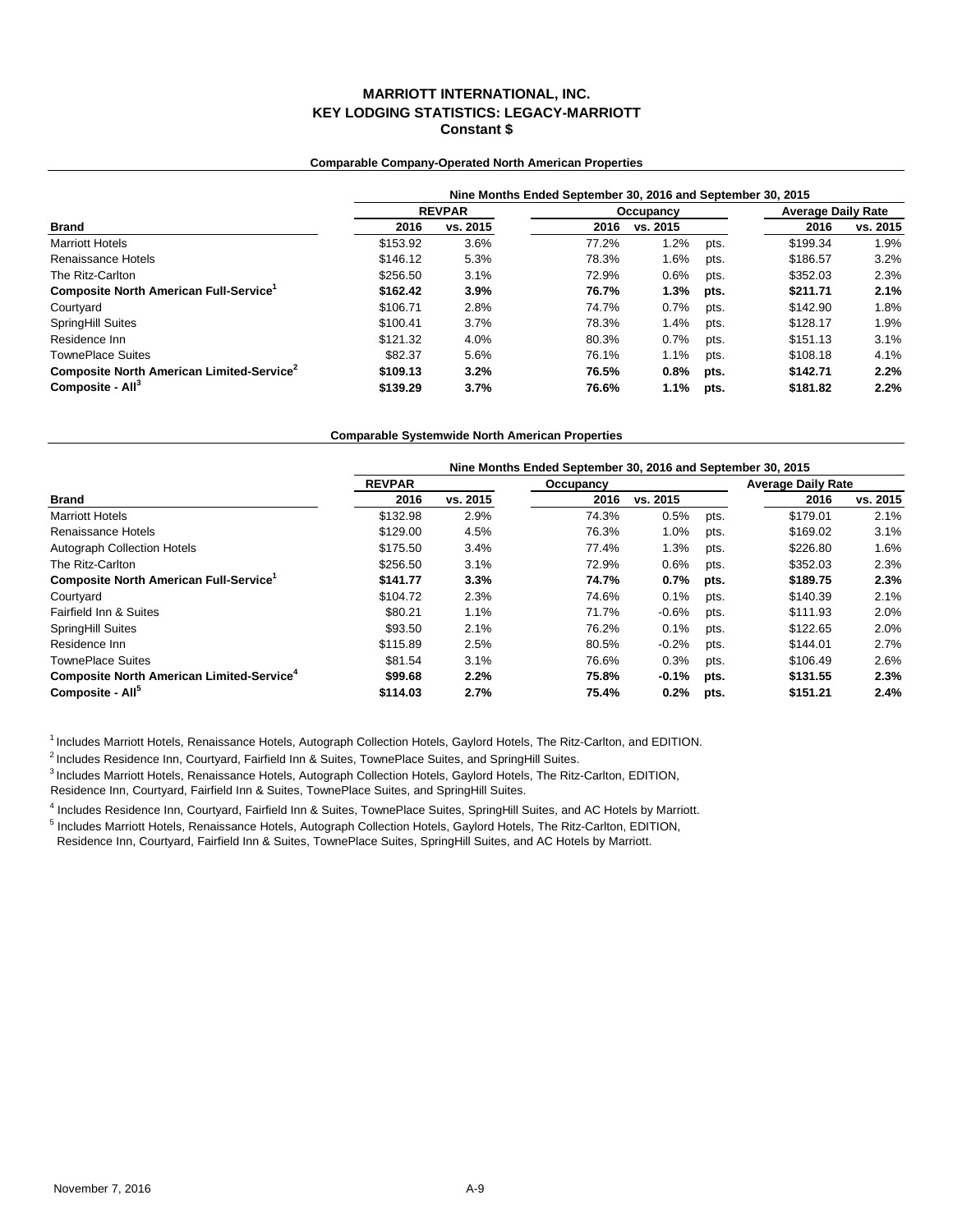# MARRIOTT INTERNATIONAL, INC.
## KEY LODGING STATISTICS: LEGACY-MARRIOTT
### Constant $

**Comparable Company-Operated North American Properties**

| | Nine Months Ended September 30, 2016 and September 30, 2015 | | | | | | |
|---|---|---|---|---|---|---|---|
| | REVPAR | | Occupancy | | | Average Daily Rate | |
| **Brand** | **2016** | **vs. 2015** | **2016** | **vs. 2015** | | **2016** | **vs. 2015** |
| Marriott Hotels | $153.92 | 3.6% | 77.2% | 1.2% | pts. | $199.34 | 1.9% |
| Renaissance Hotels | $146.12 | 5.3% | 78.3% | 1.6% | pts. | $186.57 | 3.2% |
| The Ritz-Carlton | $256.50 | 3.1% | 72.9% | 0.6% | pts. | $352.03 | 2.3% |
| **Composite North American Full-Service[1]** | **$162.42** | **3.9%** | **76.7%** | **1.3%** | **pts.** | **$211.71** | **2.1%** |
| Courtyard | $106.71 | 2.8% | 74.7% | 0.7% | pts. | $142.90 | 1.8% |
| SpringHill Suites | $100.41 | 3.7% | 78.3% | 1.4% | pts. | $128.17 | 1.9% |
| Residence Inn | $121.32 | 4.0% | 80.3% | 0.7% | pts. | $151.13 | 3.1% |
| TownePlace Suites | $82.37 | 5.6% | 76.1% | 1.1% | pts. | $108.18 | 4.1% |
| **Composite North American Limited-Service[2]** | **$109.13** | **3.2%** | **76.5%** | **0.8%** | **pts.** | **$142.71** | **2.2%** |
| **Composite - All[3]** | **$139.29** | **3.7%** | **76.6%** | **1.1%** | **pts.** | **$181.82** | **2.2%** |

**Comparable Systemwide North American Properties**

| | Nine Months Ended September 30, 2016 and September 30, 2015 | | | | | | |
|---|---|---|---|---|---|---|---|
| | REVPAR | | Occupancy | | | Average Daily Rate | |
| **Brand** | **2016** | **vs. 2015** | **2016** | **vs. 2015** | | **2016** | **vs. 2015** |
| Marriott Hotels | $132.98 | 2.9% | 74.3% | 0.5% | pts. | $179.01 | 2.1% |
| Renaissance Hotels | $129.00 | 4.5% | 76.3% | 1.0% | pts. | $169.02 | 3.1% |
| Autograph Collection Hotels | $175.50 | 3.4% | 77.4% | 1.3% | pts. | $226.80 | 1.6% |
| The Ritz-Carlton | $256.50 | 3.1% | 72.9% | 0.6% | pts. | $352.03 | 2.3% |
| **Composite North American Full-Service[1]** | **$141.77** | **3.3%** | **74.7%** | **0.7%** | **pts.** | **$189.75** | **2.3%** |
| Courtyard | $104.72 | 2.3% | 74.6% | 0.1% | pts. | $140.39 | 2.1% |
| Fairfield Inn & Suites | $80.21 | 1.1% | 71.7% | -0.6% | pts. | $111.93 | 2.0% |
| SpringHill Suites | $93.50 | 2.1% | 76.2% | 0.1% | pts. | $122.65 | 2.0% |
| Residence Inn | $115.89 | 2.5% | 80.5% | -0.2% | pts. | $144.01 | 2.7% |
| TownePlace Suites | $81.54 | 3.1% | 76.6% | 0.3% | pts. | $106.49 | 2.6% |
| **Composite North American Limited-Service[4]** | **$99.68** | **2.2%** | **75.8%** | **-0.1%** | **pts.** | **$131.55** | **2.3%** |
| **Composite - All[5]** | **$114.03** | **2.7%** | **75.4%** | **0.2%** | **pts.** | **$151.21** | **2.4%** |

[1] Includes Marriott Hotels, Renaissance Hotels, Autograph Collection Hotels, Gaylord Hotels, The Ritz-Carlton, and EDITION.

[2] Includes Residence Inn, Courtyard, Fairfield Inn & Suites, TownePlace Suites, and SpringHill Suites.

[3] Includes Marriott Hotels, Renaissance Hotels, Autograph Collection Hotels, Gaylord Hotels, The Ritz-Carlton, EDITION, Residence Inn, Courtyard, Fairfield Inn & Suites, TownePlace Suites, and SpringHill Suites.

[4] Includes Residence Inn, Courtyard, Fairfield Inn & Suites, TownePlace Suites, SpringHill Suites, and AC Hotels by Marriott.

[5] Includes Marriott Hotels, Renaissance Hotels, Autograph Collection Hotels, Gaylord Hotels, The Ritz-Carlton, EDITION, Residence Inn, Courtyard, Fairfield Inn & Suites, TownePlace Suites, SpringHill Suites, and AC Hotels by Marriott.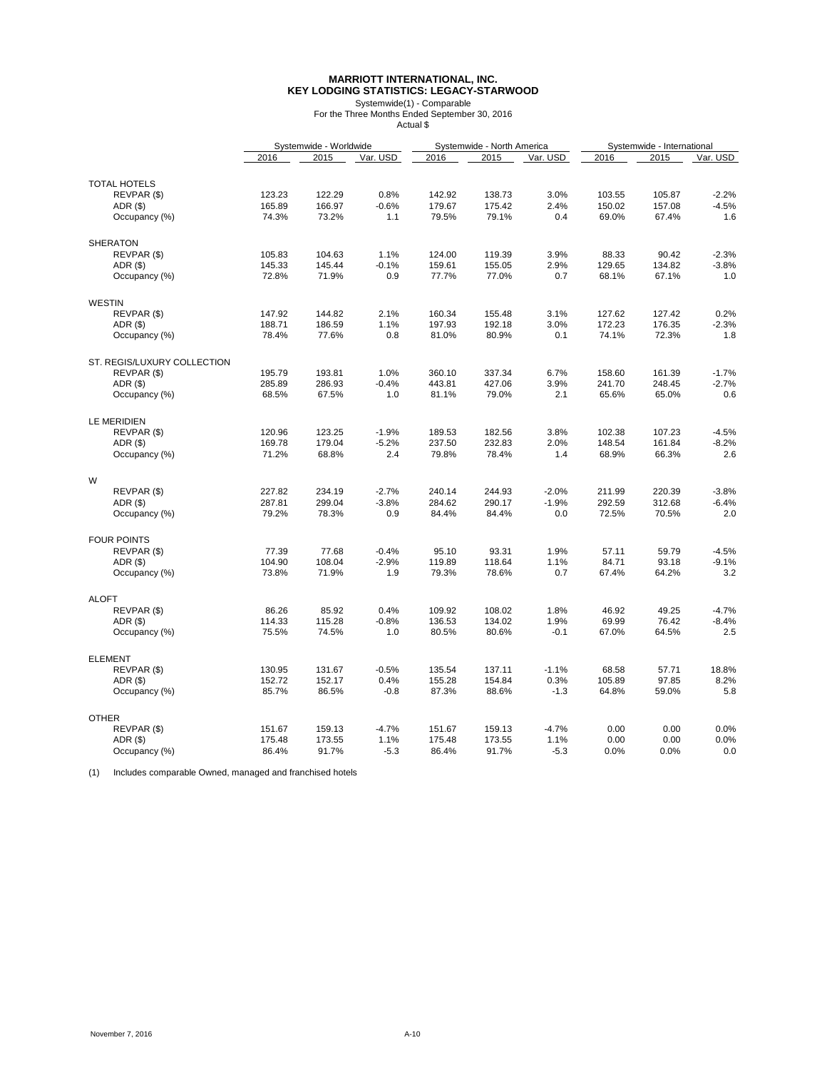# MARRIOTT INTERNATIONAL, INC.
## KEY LODGING STATISTICS: LEGACY-STARWOOD

Systemwide(1) - Comparable
For the Three Months Ended September 30, 2016
Actual $

| | Systemwide - Worldwide | | | Systemwide - North America | | | Systemwide - International | | |
|---|---|---|---|---|---|---|---|---|---|
| | 2016 | 2015 | Var. USD | 2016 | 2015 | Var. USD | 2016 | 2015 | Var. USD |
| **TOTAL HOTELS** | | | | | | | | | |
| REVPAR ($) | 123.23 | 122.29 | 0.8% | 142.92 | 138.73 | 3.0% | 103.55 | 105.87 | -2.2% |
| ADR ($) | 165.89 | 166.97 | -0.6% | 179.67 | 175.42 | 2.4% | 150.02 | 157.08 | -4.5% |
| Occupancy (%) | 74.3% | 73.2% | 1.1 | 79.5% | 79.1% | 0.4 | 69.0% | 67.4% | 1.6 |
| **SHERATON** | | | | | | | | | |
| REVPAR ($) | 105.83 | 104.63 | 1.1% | 124.00 | 119.39 | 3.9% | 88.33 | 90.42 | -2.3% |
| ADR ($) | 145.33 | 145.44 | -0.1% | 159.61 | 155.05 | 2.9% | 129.65 | 134.82 | -3.8% |
| Occupancy (%) | 72.8% | 71.9% | 0.9 | 77.7% | 77.0% | 0.7 | 68.1% | 67.1% | 1.0 |
| **WESTIN** | | | | | | | | | |
| REVPAR ($) | 147.92 | 144.82 | 2.1% | 160.34 | 155.48 | 3.1% | 127.62 | 127.42 | 0.2% |
| ADR ($) | 188.71 | 186.59 | 1.1% | 197.93 | 192.18 | 3.0% | 172.23 | 176.35 | -2.3% |
| Occupancy (%) | 78.4% | 77.6% | 0.8 | 81.0% | 80.9% | 0.1 | 74.1% | 72.3% | 1.8 |
| **ST. REGIS/LUXURY COLLECTION** | | | | | | | | | |
| REVPAR ($) | 195.79 | 193.81 | 1.0% | 360.10 | 337.34 | 6.7% | 158.60 | 161.39 | -1.7% |
| ADR ($) | 285.89 | 286.93 | -0.4% | 443.81 | 427.06 | 3.9% | 241.70 | 248.45 | -2.7% |
| Occupancy (%) | 68.5% | 67.5% | 1.0 | 81.1% | 79.0% | 2.1 | 65.6% | 65.0% | 0.6 |
| **LE MERIDIEN** | | | | | | | | | |
| REVPAR ($) | 120.96 | 123.25 | -1.9% | 189.53 | 182.56 | 3.8% | 102.38 | 107.23 | -4.5% |
| ADR ($) | 169.78 | 179.04 | -5.2% | 237.50 | 232.83 | 2.0% | 148.54 | 161.84 | -8.2% |
| Occupancy (%) | 71.2% | 68.8% | 2.4 | 79.8% | 78.4% | 1.4 | 68.9% | 66.3% | 2.6 |
| **W** | | | | | | | | | |
| REVPAR ($) | 227.82 | 234.19 | -2.7% | 240.14 | 244.93 | -2.0% | 211.99 | 220.39 | -3.8% |
| ADR ($) | 287.81 | 299.04 | -3.8% | 284.62 | 290.17 | -1.9% | 292.59 | 312.68 | -6.4% |
| Occupancy (%) | 79.2% | 78.3% | 0.9 | 84.4% | 84.4% | 0.0 | 72.5% | 70.5% | 2.0 |
| **FOUR POINTS** | | | | | | | | | |
| REVPAR ($) | 77.39 | 77.68 | -0.4% | 95.10 | 93.31 | 1.9% | 57.11 | 59.79 | -4.5% |
| ADR ($) | 104.90 | 108.04 | -2.9% | 119.89 | 118.64 | 1.1% | 84.71 | 93.18 | -9.1% |
| Occupancy (%) | 73.8% | 71.9% | 1.9 | 79.3% | 78.6% | 0.7 | 67.4% | 64.2% | 3.2 |
| **ALOFT** | | | | | | | | | |
| REVPAR ($) | 86.26 | 85.92 | 0.4% | 109.92 | 108.02 | 1.8% | 46.92 | 49.25 | -4.7% |
| ADR ($) | 114.33 | 115.28 | -0.8% | 136.53 | 134.02 | 1.9% | 69.99 | 76.42 | -8.4% |
| Occupancy (%) | 75.5% | 74.5% | 1.0 | 80.5% | 80.6% | -0.1 | 67.0% | 64.5% | 2.5 |
| **ELEMENT** | | | | | | | | | |
| REVPAR ($) | 130.95 | 131.67 | -0.5% | 135.54 | 137.11 | -1.1% | 68.58 | 57.71 | 18.8% |
| ADR ($) | 152.72 | 152.17 | 0.4% | 155.28 | 154.84 | 0.3% | 105.89 | 97.85 | 8.2% |
| Occupancy (%) | 85.7% | 86.5% | -0.8 | 87.3% | 88.6% | -1.3 | 64.8% | 59.0% | 5.8 |
| **OTHER** | | | | | | | | | |
| REVPAR ($) | 151.67 | 159.13 | -4.7% | 151.67 | 159.13 | -4.7% | 0.00 | 0.00 | 0.0% |
| ADR ($) | 175.48 | 173.55 | 1.1% | 175.48 | 173.55 | 1.1% | 0.00 | 0.00 | 0.0% |
| Occupancy (%) | 86.4% | 91.7% | -5.3 | 86.4% | 91.7% | -5.3 | 0.0% | 0.0% | 0.0 |

(1) Includes comparable Owned, managed and franchised hotels

November 7, 2016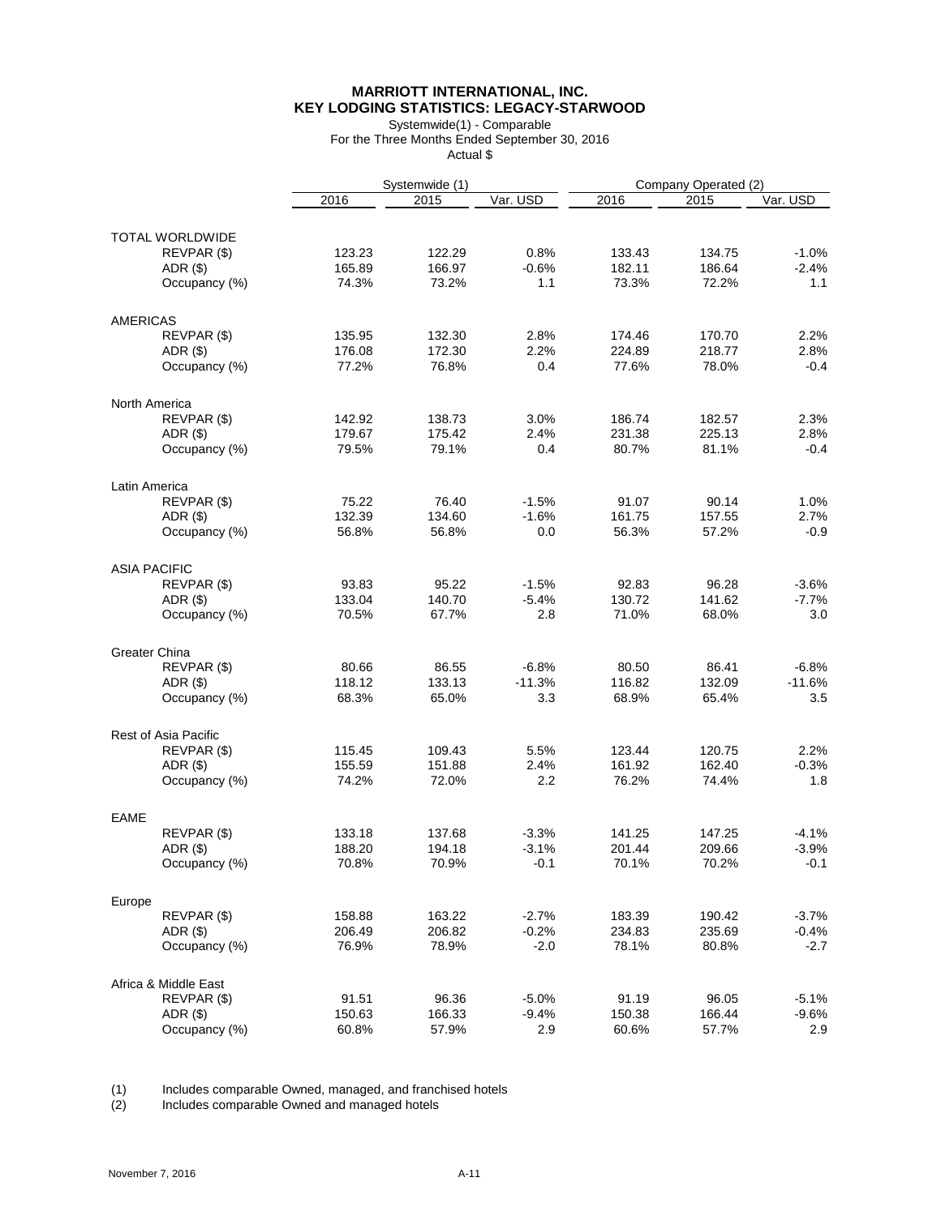# MARRIOTT INTERNATIONAL, INC.
## KEY LODGING STATISTICS: LEGACY-STARWOOD

Systemwide(1) - Comparable
For the Three Months Ended September 30, 2016
Actual $

| | Systemwide (1) | | | Company Operated (2) | | |
|---|---|---|---|---|---|---|
| | 2016 | 2015 | Var. USD | 2016 | 2015 | Var. USD |
| **TOTAL WORLDWIDE** | | | | | | |
| REVPAR ($) | 123.23 | 122.29 | 0.8% | 133.43 | 134.75 | -1.0% |
| ADR ($) | 165.89 | 166.97 | -0.6% | 182.11 | 186.64 | -2.4% |
| Occupancy (%) | 74.3% | 73.2% | 1.1 | 73.3% | 72.2% | 1.1 |
| **AMERICAS** | | | | | | |
| REVPAR ($) | 135.95 | 132.30 | 2.8% | 174.46 | 170.70 | 2.2% |
| ADR ($) | 176.08 | 172.30 | 2.2% | 224.89 | 218.77 | 2.8% |
| Occupancy (%) | 77.2% | 76.8% | 0.4 | 77.6% | 78.0% | -0.4 |
| **North America** | | | | | | |
| REVPAR ($) | 142.92 | 138.73 | 3.0% | 186.74 | 182.57 | 2.3% |
| ADR ($) | 179.67 | 175.42 | 2.4% | 231.38 | 225.13 | 2.8% |
| Occupancy (%) | 79.5% | 79.1% | 0.4 | 80.7% | 81.1% | -0.4 |
| **Latin America** | | | | | | |
| REVPAR ($) | 75.22 | 76.40 | -1.5% | 91.07 | 90.14 | 1.0% |
| ADR ($) | 132.39 | 134.60 | -1.6% | 161.75 | 157.55 | 2.7% |
| Occupancy (%) | 56.8% | 56.8% | 0.0 | 56.3% | 57.2% | -0.9 |
| **ASIA PACIFIC** | | | | | | |
| REVPAR ($) | 93.83 | 95.22 | -1.5% | 92.83 | 96.28 | -3.6% |
| ADR ($) | 133.04 | 140.70 | -5.4% | 130.72 | 141.62 | -7.7% |
| Occupancy (%) | 70.5% | 67.7% | 2.8 | 71.0% | 68.0% | 3.0 |
| **Greater China** | | | | | | |
| REVPAR ($) | 80.66 | 86.55 | -6.8% | 80.50 | 86.41 | -6.8% |
| ADR ($) | 118.12 | 133.13 | -11.3% | 116.82 | 132.09 | -11.6% |
| Occupancy (%) | 68.3% | 65.0% | 3.3 | 68.9% | 65.4% | 3.5 |
| **Rest of Asia Pacific** | | | | | | |
| REVPAR ($) | 115.45 | 109.43 | 5.5% | 123.44 | 120.75 | 2.2% |
| ADR ($) | 155.59 | 151.88 | 2.4% | 161.92 | 162.40 | -0.3% |
| Occupancy (%) | 74.2% | 72.0% | 2.2 | 76.2% | 74.4% | 1.8 |
| **EAME** | | | | | | |
| REVPAR ($) | 133.18 | 137.68 | -3.3% | 141.25 | 147.25 | -4.1% |
| ADR ($) | 188.20 | 194.18 | -3.1% | 201.44 | 209.66 | -3.9% |
| Occupancy (%) | 70.8% | 70.9% | -0.1 | 70.1% | 70.2% | -0.1 |
| **Europe** | | | | | | |
| REVPAR ($) | 158.88 | 163.22 | -2.7% | 183.39 | 190.42 | -3.7% |
| ADR ($) | 206.49 | 206.82 | -0.2% | 234.83 | 235.69 | -0.4% |
| Occupancy (%) | 76.9% | 78.9% | -2.0 | 78.1% | 80.8% | -2.7 |
| **Africa & Middle East** | | | | | | |
| REVPAR ($) | 91.51 | 96.36 | -5.0% | 91.19 | 96.05 | -5.1% |
| ADR ($) | 150.63 | 166.33 | -9.4% | 150.38 | 166.44 | -9.6% |
| Occupancy (%) | 60.8% | 57.9% | 2.9 | 60.6% | 57.7% | 2.9 |

(1) Includes comparable Owned, managed, and franchised hotels
(2) Includes comparable Owned and managed hotels

November 7, 2016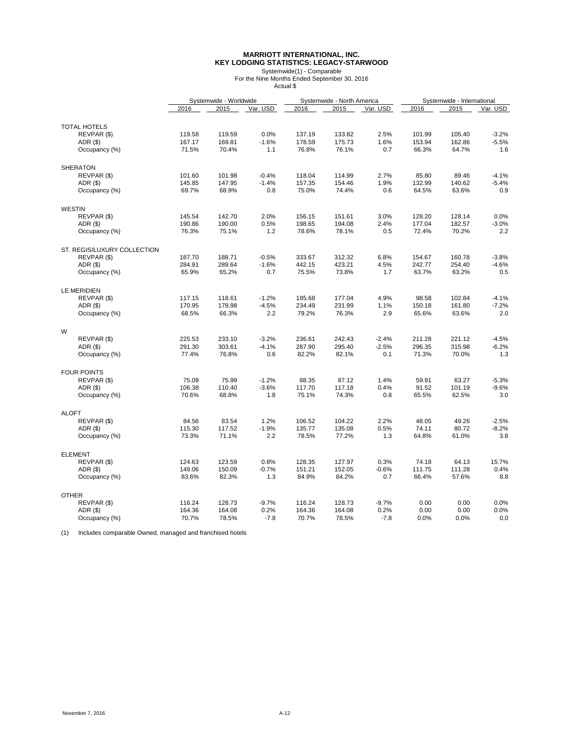# MARRIOTT INTERNATIONAL, INC.
## KEY LODGING STATISTICS: LEGACY-STARWOOD

Systemwide(1) - Comparable
For the Nine Months Ended September 30, 2016
Actual $

| | Systemwide - Worldwide | | | Systemwide - North America | | | Systemwide - International | | |
|---|---|---|---|---|---|---|---|---|---|
| | 2016 | 2015 | Var. USD | 2016 | 2015 | Var. USD | 2016 | 2015 | Var. USD |
| **TOTAL HOTELS** | | | | | | | | | |
| REVPAR ($) | 119.58 | 119.59 | 0.0% | 137.19 | 133.82 | 2.5% | 101.99 | 105.40 | -3.2% |
| ADR ($) | 167.17 | 169.81 | -1.6% | 178.59 | 175.73 | 1.6% | 153.94 | 162.86 | -5.5% |
| Occupancy (%) | 71.5% | 70.4% | 1.1 | 76.8% | 76.1% | 0.7 | 66.3% | 64.7% | 1.6 |
| **SHERATON** | | | | | | | | | |
| REVPAR ($) | 101.60 | 101.98 | -0.4% | 118.04 | 114.99 | 2.7% | 85.80 | 89.46 | -4.1% |
| ADR ($) | 145.85 | 147.95 | -1.4% | 157.35 | 154.46 | 1.9% | 132.99 | 140.62 | -5.4% |
| Occupancy (%) | 69.7% | 68.9% | 0.8 | 75.0% | 74.4% | 0.6 | 64.5% | 63.6% | 0.9 |
| **WESTIN** | | | | | | | | | |
| REVPAR ($) | 145.54 | 142.70 | 2.0% | 156.15 | 151.61 | 3.0% | 128.20 | 128.14 | 0.0% |
| ADR ($) | 190.86 | 190.00 | 0.5% | 198.65 | 194.08 | 2.4% | 177.04 | 182.57 | -3.0% |
| Occupancy (%) | 76.3% | 75.1% | 1.2 | 78.6% | 78.1% | 0.5 | 72.4% | 70.2% | 2.2 |
| **ST. REGIS/LUXURY COLLECTION** | | | | | | | | | |
| REVPAR ($) | 187.70 | 188.71 | -0.5% | 333.67 | 312.32 | 6.8% | 154.67 | 160.78 | -3.8% |
| ADR ($) | 284.91 | 289.64 | -1.6% | 442.15 | 423.21 | 4.5% | 242.77 | 254.40 | -4.6% |
| Occupancy (%) | 65.9% | 65.2% | 0.7 | 75.5% | 73.8% | 1.7 | 63.7% | 63.2% | 0.5 |
| **LE MERIDIEN** | | | | | | | | | |
| REVPAR ($) | 117.15 | 118.61 | -1.2% | 185.68 | 177.04 | 4.9% | 98.58 | 102.84 | -4.1% |
| ADR ($) | 170.95 | 178.98 | -4.5% | 234.49 | 231.99 | 1.1% | 150.18 | 161.80 | -7.2% |
| Occupancy (%) | 68.5% | 66.3% | 2.2 | 79.2% | 76.3% | 2.9 | 65.6% | 63.6% | 2.0 |
| **W** | | | | | | | | | |
| REVPAR ($) | 225.53 | 233.10 | -3.2% | 236.61 | 242.43 | -2.4% | 211.28 | 221.12 | -4.5% |
| ADR ($) | 291.30 | 303.61 | -4.1% | 287.90 | 295.40 | -2.5% | 296.35 | 315.98 | -6.2% |
| Occupancy (%) | 77.4% | 76.8% | 0.6 | 82.2% | 82.1% | 0.1 | 71.3% | 70.0% | 1.3 |
| **FOUR POINTS** | | | | | | | | | |
| REVPAR ($) | 75.09 | 75.99 | -1.2% | 88.35 | 87.12 | 1.4% | 59.91 | 63.27 | -5.3% |
| ADR ($) | 106.38 | 110.40 | -3.6% | 117.70 | 117.18 | 0.4% | 91.52 | 101.19 | -9.6% |
| Occupancy (%) | 70.6% | 68.8% | 1.8 | 75.1% | 74.3% | 0.8 | 65.5% | 62.5% | 3.0 |
| **ALOFT** | | | | | | | | | |
| REVPAR ($) | 84.56 | 83.54 | 1.2% | 106.52 | 104.22 | 2.2% | 48.05 | 49.26 | -2.5% |
| ADR ($) | 115.30 | 117.52 | -1.9% | 135.77 | 135.08 | 0.5% | 74.11 | 80.72 | -8.2% |
| Occupancy (%) | 73.3% | 71.1% | 2.2 | 78.5% | 77.2% | 1.3 | 64.8% | 61.0% | 3.8 |
| **ELEMENT** | | | | | | | | | |
| REVPAR ($) | 124.63 | 123.59 | 0.8% | 128.35 | 127.97 | 0.3% | 74.18 | 64.13 | 15.7% |
| ADR ($) | 149.06 | 150.09 | -0.7% | 151.21 | 152.05 | -0.6% | 111.75 | 111.28 | 0.4% |
| Occupancy (%) | 83.6% | 82.3% | 1.3 | 84.9% | 84.2% | 0.7 | 66.4% | 57.6% | 8.8 |
| **OTHER** | | | | | | | | | |
| REVPAR ($) | 116.24 | 128.73 | -9.7% | 116.24 | 128.73 | -9.7% | 0.00 | 0.00 | 0.0% |
| ADR ($) | 164.36 | 164.08 | 0.2% | 164.36 | 164.08 | 0.2% | 0.00 | 0.00 | 0.0% |
| Occupancy (%) | 70.7% | 78.5% | -7.8 | 70.7% | 78.5% | -7.8 | 0.0% | 0.0% | 0.0 |

(1) Includes comparable Owned, managed and franchised hotels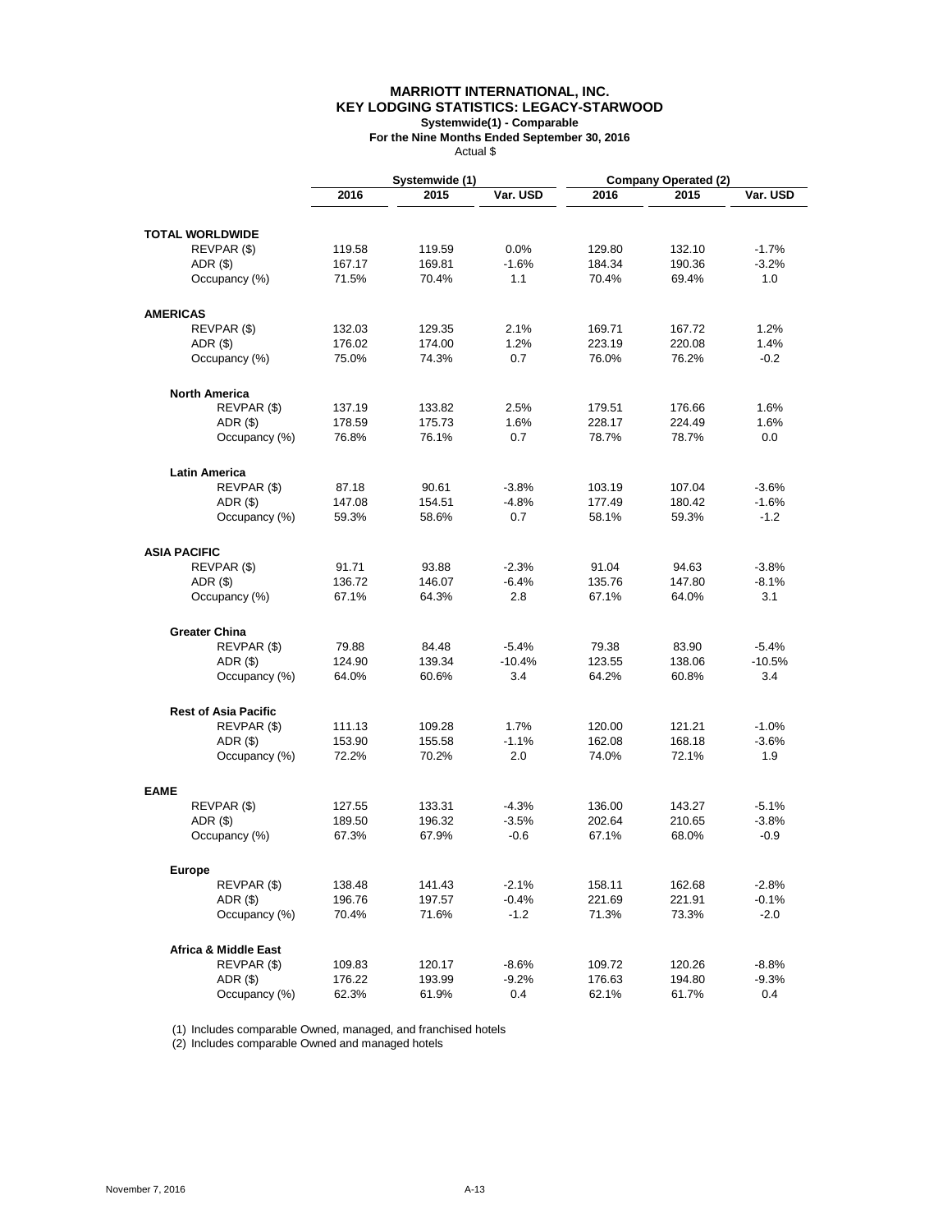**MARRIOTT INTERNATIONAL, INC.**
**KEY LODGING STATISTICS: LEGACY-STARWOOD**
**Systemwide(1) - Comparable**
**For the Nine Months Ended September 30, 2016**
Actual $

| | Systemwide (1) | | | Company Operated (2) | | |
|---|---|---|---|---|---|---|
| | 2016 | 2015 | Var. USD | 2016 | 2015 | Var. USD |
| **TOTAL WORLDWIDE** | | | | | | |
| REVPAR ($) | 119.58 | 119.59 | 0.0% | 129.80 | 132.10 | -1.7% |
| ADR ($) | 167.17 | 169.81 | -1.6% | 184.34 | 190.36 | -3.2% |
| Occupancy (%) | 71.5% | 70.4% | 1.1 | 70.4% | 69.4% | 1.0 |
| **AMERICAS** | | | | | | |
| REVPAR ($) | 132.03 | 129.35 | 2.1% | 169.71 | 167.72 | 1.2% |
| ADR ($) | 176.02 | 174.00 | 1.2% | 223.19 | 220.08 | 1.4% |
| Occupancy (%) | 75.0% | 74.3% | 0.7 | 76.0% | 76.2% | -0.2 |
| **North America** | | | | | | |
| REVPAR ($) | 137.19 | 133.82 | 2.5% | 179.51 | 176.66 | 1.6% |
| ADR ($) | 178.59 | 175.73 | 1.6% | 228.17 | 224.49 | 1.6% |
| Occupancy (%) | 76.8% | 76.1% | 0.7 | 78.7% | 78.7% | 0.0 |
| **Latin America** | | | | | | |
| REVPAR ($) | 87.18 | 90.61 | -3.8% | 103.19 | 107.04 | -3.6% |
| ADR ($) | 147.08 | 154.51 | -4.8% | 177.49 | 180.42 | -1.6% |
| Occupancy (%) | 59.3% | 58.6% | 0.7 | 58.1% | 59.3% | -1.2 |
| **ASIA PACIFIC** | | | | | | |
| REVPAR ($) | 91.71 | 93.88 | -2.3% | 91.04 | 94.63 | -3.8% |
| ADR ($) | 136.72 | 146.07 | -6.4% | 135.76 | 147.80 | -8.1% |
| Occupancy (%) | 67.1% | 64.3% | 2.8 | 67.1% | 64.0% | 3.1 |
| **Greater China** | | | | | | |
| REVPAR ($) | 79.88 | 84.48 | -5.4% | 79.38 | 83.90 | -5.4% |
| ADR ($) | 124.90 | 139.34 | -10.4% | 123.55 | 138.06 | -10.5% |
| Occupancy (%) | 64.0% | 60.6% | 3.4 | 64.2% | 60.8% | 3.4 |
| **Rest of Asia Pacific** | | | | | | |
| REVPAR ($) | 111.13 | 109.28 | 1.7% | 120.00 | 121.21 | -1.0% |
| ADR ($) | 153.90 | 155.58 | -1.1% | 162.08 | 168.18 | -3.6% |
| Occupancy (%) | 72.2% | 70.2% | 2.0 | 74.0% | 72.1% | 1.9 |
| **EAME** | | | | | | |
| REVPAR ($) | 127.55 | 133.31 | -4.3% | 136.00 | 143.27 | -5.1% |
| ADR ($) | 189.50 | 196.32 | -3.5% | 202.64 | 210.65 | -3.8% |
| Occupancy (%) | 67.3% | 67.9% | -0.6 | 67.1% | 68.0% | -0.9 |
| **Europe** | | | | | | |
| REVPAR ($) | 138.48 | 141.43 | -2.1% | 158.11 | 162.68 | -2.8% |
| ADR ($) | 196.76 | 197.57 | -0.4% | 221.69 | 221.91 | -0.1% |
| Occupancy (%) | 70.4% | 71.6% | -1.2 | 71.3% | 73.3% | -2.0 |
| **Africa & Middle East** | | | | | | |
| REVPAR ($) | 109.83 | 120.17 | -8.6% | 109.72 | 120.26 | -8.8% |
| ADR ($) | 176.22 | 193.99 | -9.2% | 176.63 | 194.80 | -9.3% |
| Occupancy (%) | 62.3% | 61.9% | 0.4 | 62.1% | 61.7% | 0.4 |

(1) Includes comparable Owned, managed, and franchised hotels
(2) Includes comparable Owned and managed hotels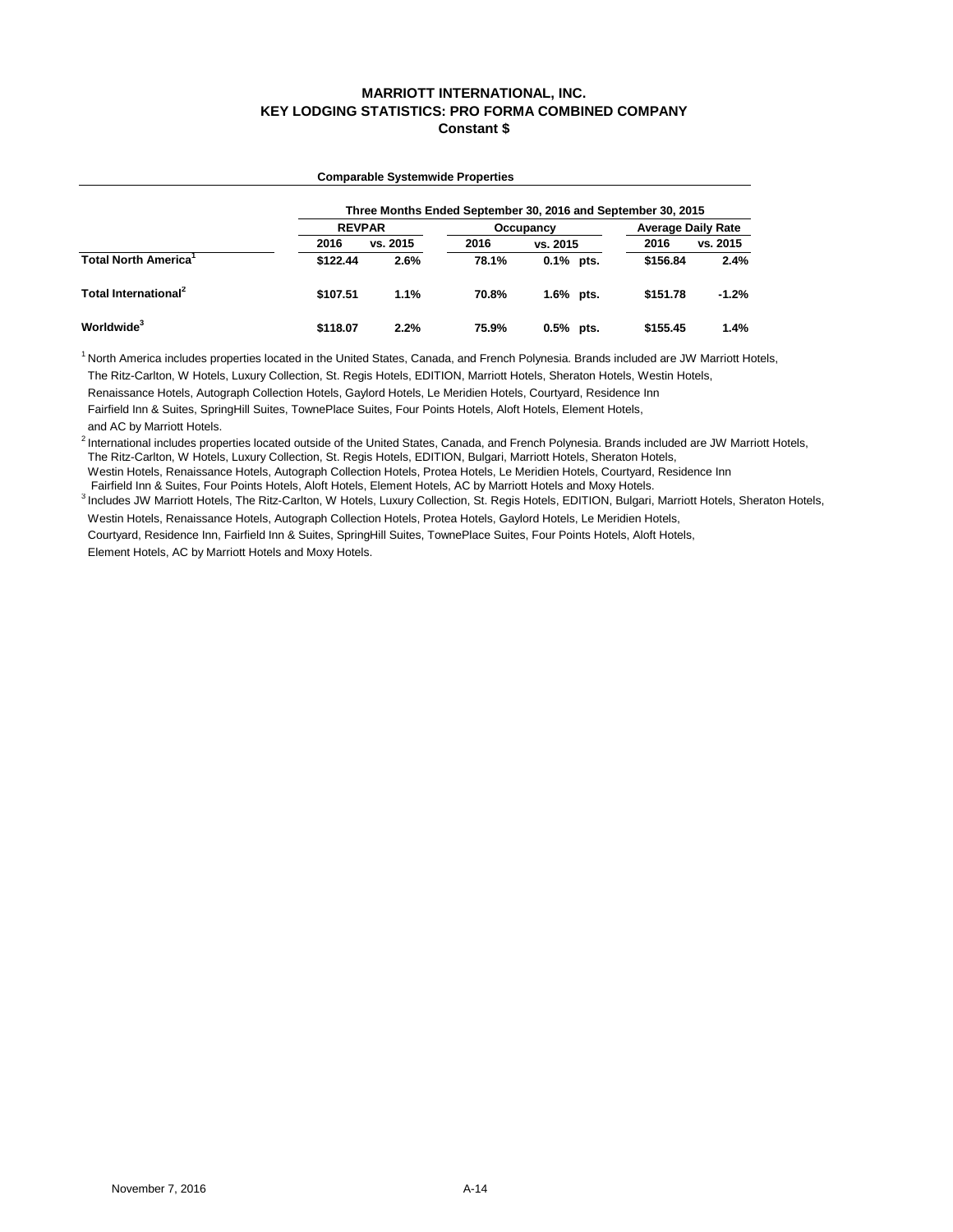# MARRIOTT INTERNATIONAL, INC.
## KEY LODGING STATISTICS: PRO FORMA COMBINED COMPANY
### Constant $

**Comparable Systemwide Properties**

| | Three Months Ended September 30, 2016 and September 30, 2015 | | | | | |
|---|---|---|---|---|---|---|
| | REVPAR | | Occupancy | | Average Daily Rate | |
| | 2016 | vs. 2015 | 2016 | vs. 2015 | 2016 | vs. 2015 |
| **Total North America[1]** | $122.44 | 2.6% | 78.1% | 0.1% pts. | $156.84 | 2.4% |
| **Total International[2]** | $107.51 | 1.1% | 70.8% | 1.6% pts. | $151.78 | -1.2% |
| **Worldwide[3]** | $118.07 | 2.2% | 75.9% | 0.5% pts. | $155.45 | 1.4% |

[1] North America includes properties located in the United States, Canada, and French Polynesia. Brands included are JW Marriott Hotels, The Ritz-Carlton, W Hotels, Luxury Collection, St. Regis Hotels, EDITION, Marriott Hotels, Sheraton Hotels, Westin Hotels, Renaissance Hotels, Autograph Collection Hotels, Gaylord Hotels, Le Meridien Hotels, Courtyard, Residence Inn Fairfield Inn & Suites, SpringHill Suites, TownePlace Suites, Four Points Hotels, Aloft Hotels, Element Hotels, and AC by Marriott Hotels.

[2] International includes properties located outside of the United States, Canada, and French Polynesia. Brands included are JW Marriott Hotels, The Ritz-Carlton, W Hotels, Luxury Collection, St. Regis Hotels, EDITION, Bulgari, Marriott Hotels, Sheraton Hotels, Westin Hotels, Renaissance Hotels, Autograph Collection Hotels, Protea Hotels, Le Meridien Hotels, Courtyard, Residence Inn Fairfield Inn & Suites, Four Points Hotels, Aloft Hotels, Element Hotels, AC by Marriott Hotels and Moxy Hotels.

[3] Includes JW Marriott Hotels, The Ritz-Carlton, W Hotels, Luxury Collection, St. Regis Hotels, EDITION, Bulgari, Marriott Hotels, Sheraton Hotels, Westin Hotels, Renaissance Hotels, Autograph Collection Hotels, Protea Hotels, Gaylord Hotels, Le Meridien Hotels, Courtyard, Residence Inn, Fairfield Inn & Suites, SpringHill Suites, TownePlace Suites, Four Points Hotels, Aloft Hotels, Element Hotels, AC by Marriott Hotels and Moxy Hotels.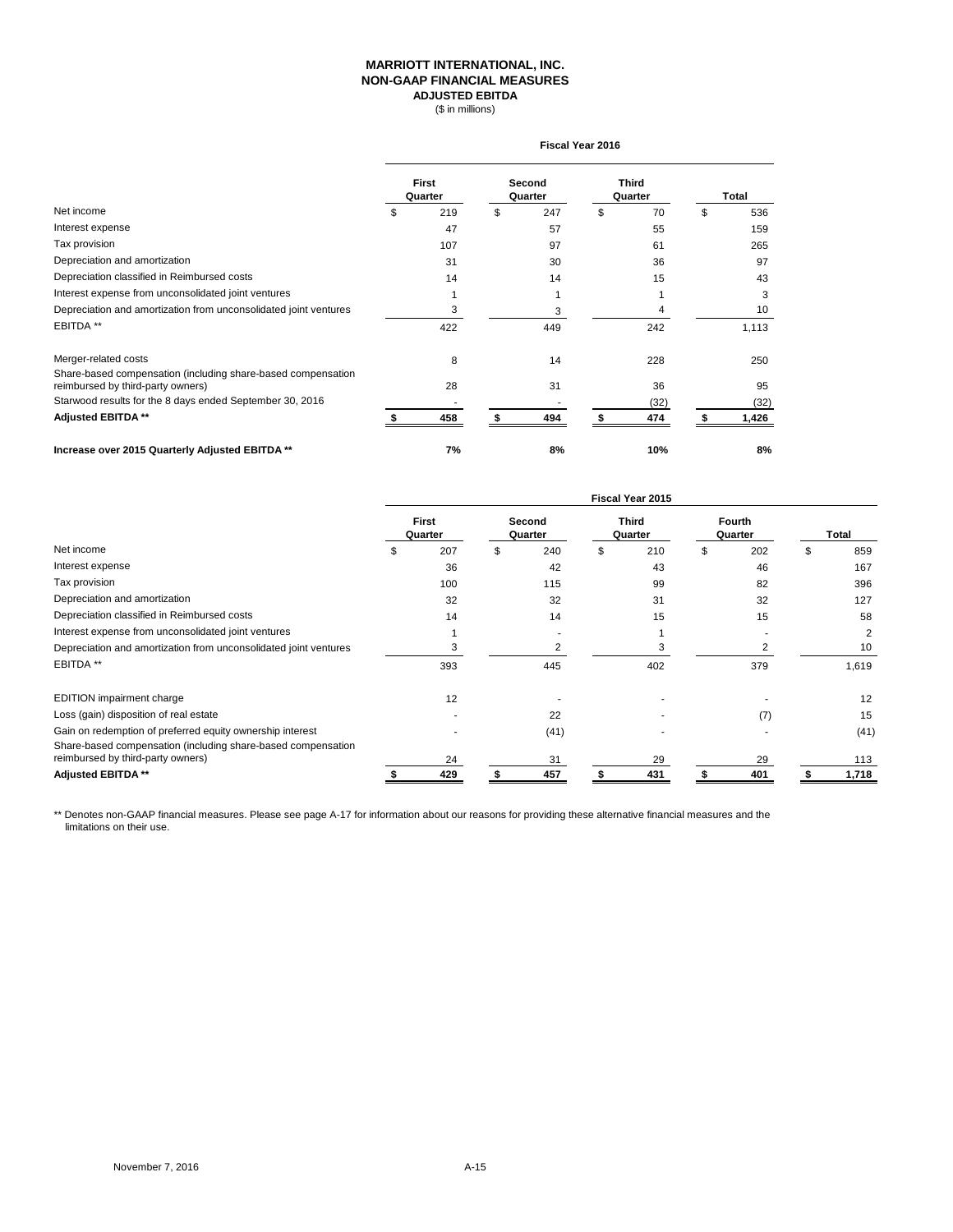# MARRIOTT INTERNATIONAL, INC.
## NON-GAAP FINANCIAL MEASURES
### ADJUSTED EBITDA
($ in millions)

| | Fiscal Year 2016 | | | |
|---|---|---|---|---|
| | First Quarter | Second Quarter | Third Quarter | Total |
| Net income | $ 219 | $ 247 | $ 70 | $ 536 |
| Interest expense | 47 | 57 | 55 | 159 |
| Tax provision | 107 | 97 | 61 | 265 |
| Depreciation and amortization | 31 | 30 | 36 | 97 |
| Depreciation classified in Reimbursed costs | 14 | 14 | 15 | 43 |
| Interest expense from unconsolidated joint ventures | 1 | 1 | 1 | 3 |
| Depreciation and amortization from unconsolidated joint ventures | 3 | 3 | 4 | 10 |
| EBITDA ** | 422 | 449 | 242 | 1,113 |
| Merger-related costs | 8 | 14 | 228 | 250 |
| Share-based compensation (including share-based compensation reimbursed by third-party owners) | 28 | 31 | 36 | 95 |
| Starwood results for the 8 days ended September 30, 2016 | - | - | (32) | (32) |
| **Adjusted EBITDA \*\*** | **$ 458** | **$ 494** | **$ 474** | **$ 1,426** |
| **Increase over 2015 Quarterly Adjusted EBITDA \*\*** | **7%** | **8%** | **10%** | **8%** |

| | Fiscal Year 2015 | | | | |
|---|---|---|---|---|---|
| | First Quarter | Second Quarter | Third Quarter | Fourth Quarter | Total |
| Net income | $ 207 | $ 240 | $ 210 | $ 202 | $ 859 |
| Interest expense | 36 | 42 | 43 | 46 | 167 |
| Tax provision | 100 | 115 | 99 | 82 | 396 |
| Depreciation and amortization | 32 | 32 | 31 | 32 | 127 |
| Depreciation classified in Reimbursed costs | 14 | 14 | 15 | 15 | 58 |
| Interest expense from unconsolidated joint ventures | 1 | - | 1 | - | 2 |
| Depreciation and amortization from unconsolidated joint ventures | 3 | 2 | 3 | 2 | 10 |
| EBITDA ** | 393 | 445 | 402 | 379 | 1,619 |
| EDITION impairment charge | 12 | - | - | - | 12 |
| Loss (gain) disposition of real estate | - | 22 | - | (7) | 15 |
| Gain on redemption of preferred equity ownership interest | - | (41) | - | - | (41) |
| Share-based compensation (including share-based compensation reimbursed by third-party owners) | 24 | 31 | 29 | 29 | 113 |
| **Adjusted EBITDA \*\*** | **$ 429** | **$ 457** | **$ 431** | **$ 401** | **$ 1,718** |

** Denotes non-GAAP financial measures. Please see page A-17 for information about our reasons for providing these alternative financial measures and the limitations on their use.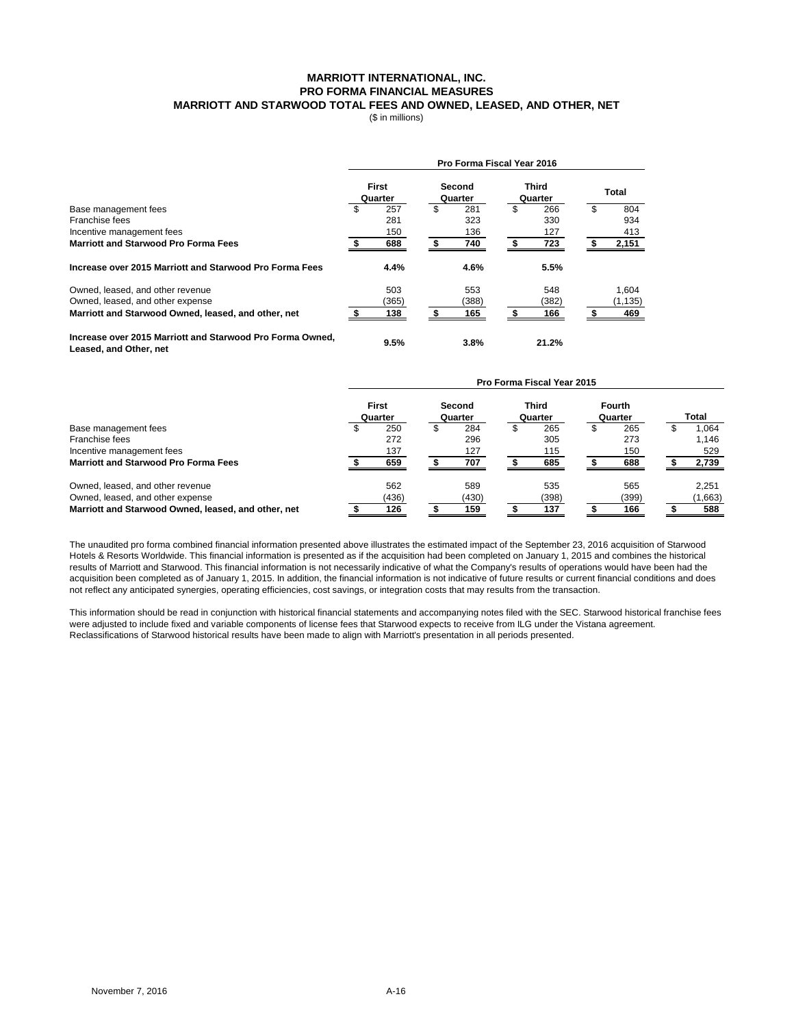# MARRIOTT INTERNATIONAL, INC.
## PRO FORMA FINANCIAL MEASURES
## MARRIOTT AND STARWOOD TOTAL FEES AND OWNED, LEASED, AND OTHER, NET

($ in millions)

| | Pro Forma Fiscal Year 2016 | | | |
|---|---|---|---|---|
| | First Quarter | Second Quarter | Third Quarter | Total |
| Base management fees | $ 257 | $ 281 | $ 266 | $ 804 |
| Franchise fees | 281 | 323 | 330 | 934 |
| Incentive management fees | 150 | 136 | 127 | 413 |
| **Marriott and Starwood Pro Forma Fees** | **$ 688** | **$ 740** | **$ 723** | **$ 2,151** |
| **Increase over 2015 Marriott and Starwood Pro Forma Fees** | **4.4%** | **4.6%** | **5.5%** | |
| Owned, leased, and other revenue | 503 | 553 | 548 | 1,604 |
| Owned, leased, and other expense | (365) | (388) | (382) | (1,135) |
| **Marriott and Starwood Owned, leased, and other, net** | **$ 138** | **$ 165** | **$ 166** | **$ 469** |
| **Increase over 2015 Marriott and Starwood Pro Forma Owned, Leased, and Other, net** | **9.5%** | **3.8%** | **21.2%** | |

| | Pro Forma Fiscal Year 2015 | | | | |
|---|---|---|---|---|---|
| | First Quarter | Second Quarter | Third Quarter | Fourth Quarter | Total |
| Base management fees | $ 250 | $ 284 | $ 265 | $ 265 | $ 1,064 |
| Franchise fees | 272 | 296 | 305 | 273 | 1,146 |
| Incentive management fees | 137 | 127 | 115 | 150 | 529 |
| **Marriott and Starwood Pro Forma Fees** | **$ 659** | **$ 707** | **$ 685** | **$ 688** | **$ 2,739** |
| Owned, leased, and other revenue | 562 | 589 | 535 | 565 | 2,251 |
| Owned, leased, and other expense | (436) | (430) | (398) | (399) | (1,663) |
| **Marriott and Starwood Owned, leased, and other, net** | **$ 126** | **$ 159** | **$ 137** | **$ 166** | **$ 588** |

The unaudited pro forma combined financial information presented above illustrates the estimated impact of the September 23, 2016 acquisition of Starwood Hotels & Resorts Worldwide. This financial information is presented as if the acquisition had been completed on January 1, 2015 and combines the historical results of Marriott and Starwood. This financial information is not necessarily indicative of what the Company's results of operations would have been had the acquisition been completed as of January 1, 2015. In addition, the financial information is not indicative of future results or current financial conditions and does not reflect any anticipated synergies, operating efficiencies, cost savings, or integration costs that may results from the transaction.

This information should be read in conjunction with historical financial statements and accompanying notes filed with the SEC. Starwood historical franchise fees were adjusted to include fixed and variable components of license fees that Starwood expects to receive from ILG under the Vistana agreement. Reclassifications of Starwood historical results have been made to align with Marriott's presentation in all periods presented.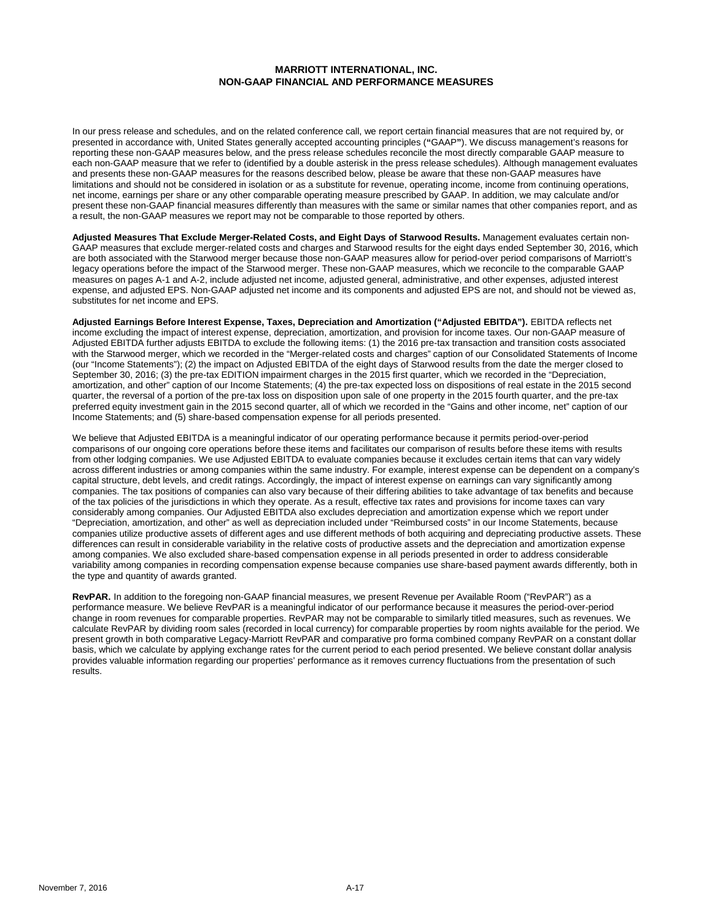# MARRIOTT INTERNATIONAL, INC.
# NON-GAAP FINANCIAL AND PERFORMANCE MEASURES

In our press release and schedules, and on the related conference call, we report certain financial measures that are not required by, or presented in accordance with, United States generally accepted accounting principles ("GAAP"). We discuss management's reasons for reporting these non-GAAP measures below, and the press release schedules reconcile the most directly comparable GAAP measure to each non-GAAP measure that we refer to (identified by a double asterisk in the press release schedules). Although management evaluates and presents these non-GAAP measures for the reasons described below, please be aware that these non-GAAP measures have limitations and should not be considered in isolation or as a substitute for revenue, operating income, income from continuing operations, net income, earnings per share or any other comparable operating measure prescribed by GAAP. In addition, we may calculate and/or present these non-GAAP financial measures differently than measures with the same or similar names that other companies report, and as a result, the non-GAAP measures we report may not be comparable to those reported by others.

**Adjusted Measures That Exclude Merger-Related Costs, and Eight Days of Starwood Results.** Management evaluates certain non-GAAP measures that exclude merger-related costs and charges and Starwood results for the eight days ended September 30, 2016, which are both associated with the Starwood merger because those non-GAAP measures allow for period-over period comparisons of Marriott's legacy operations before the impact of the Starwood merger. These non-GAAP measures, which we reconcile to the comparable GAAP measures on pages A-1 and A-2, include adjusted net income, adjusted general, administrative, and other expenses, adjusted interest expense, and adjusted EPS. Non-GAAP adjusted net income and its components and adjusted EPS are not, and should not be viewed as, substitutes for net income and EPS.

**Adjusted Earnings Before Interest Expense, Taxes, Depreciation and Amortization ("Adjusted EBITDA").** EBITDA reflects net income excluding the impact of interest expense, depreciation, amortization, and provision for income taxes. Our non-GAAP measure of Adjusted EBITDA further adjusts EBITDA to exclude the following items: (1) the 2016 pre-tax transaction and transition costs associated with the Starwood merger, which we recorded in the "Merger-related costs and charges" caption of our Consolidated Statements of Income (our "Income Statements"); (2) the impact on Adjusted EBITDA of the eight days of Starwood results from the date the merger closed to September 30, 2016; (3) the pre-tax EDITION impairment charges in the 2015 first quarter, which we recorded in the "Depreciation, amortization, and other" caption of our Income Statements; (4) the pre-tax expected loss on dispositions of real estate in the 2015 second quarter, the reversal of a portion of the pre-tax loss on disposition upon sale of one property in the 2015 fourth quarter, and the pre-tax preferred equity investment gain in the 2015 second quarter, all of which we recorded in the "Gains and other income, net" caption of our Income Statements; and (5) share-based compensation expense for all periods presented.

We believe that Adjusted EBITDA is a meaningful indicator of our operating performance because it permits period-over-period comparisons of our ongoing core operations before these items and facilitates our comparison of results before these items with results from other lodging companies. We use Adjusted EBITDA to evaluate companies because it excludes certain items that can vary widely across different industries or among companies within the same industry. For example, interest expense can be dependent on a company's capital structure, debt levels, and credit ratings. Accordingly, the impact of interest expense on earnings can vary significantly among companies. The tax positions of companies can also vary because of their differing abilities to take advantage of tax benefits and because of the tax policies of the jurisdictions in which they operate. As a result, effective tax rates and provisions for income taxes can vary considerably among companies. Our Adjusted EBITDA also excludes depreciation and amortization expense which we report under "Depreciation, amortization, and other" as well as depreciation included under "Reimbursed costs" in our Income Statements, because companies utilize productive assets of different ages and use different methods of both acquiring and depreciating productive assets. These differences can result in considerable variability in the relative costs of productive assets and the depreciation and amortization expense among companies. We also excluded share-based compensation expense in all periods presented in order to address considerable variability among companies in recording compensation expense because companies use share-based payment awards differently, both in the type and quantity of awards granted.

**RevPAR.** In addition to the foregoing non-GAAP financial measures, we present Revenue per Available Room ("RevPAR") as a performance measure. We believe RevPAR is a meaningful indicator of our performance because it measures the period-over-period change in room revenues for comparable properties. RevPAR may not be comparable to similarly titled measures, such as revenues. We calculate RevPAR by dividing room sales (recorded in local currency) for comparable properties by room nights available for the period. We present growth in both comparative Legacy-Marriott RevPAR and comparative pro forma combined company RevPAR on a constant dollar basis, which we calculate by applying exchange rates for the current period to each period presented. We believe constant dollar analysis provides valuable information regarding our properties' performance as it removes currency fluctuations from the presentation of such results.